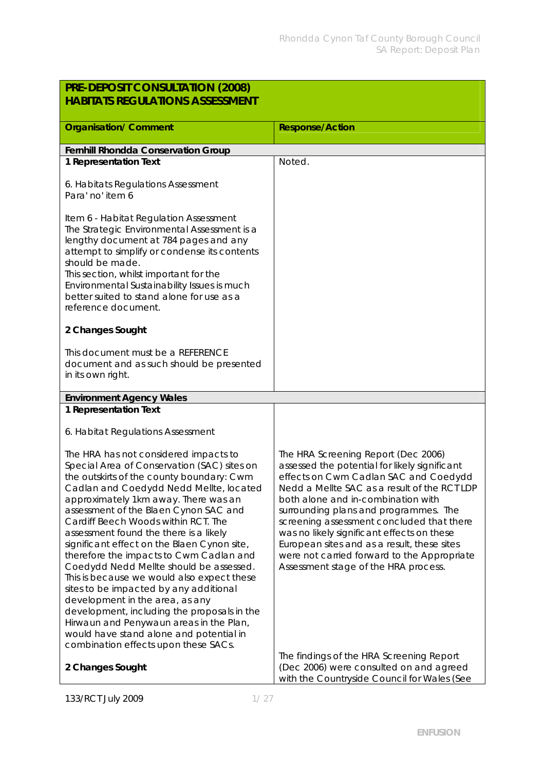| PRE-DEPOSIT CONSULTATION (2008) HABITATS REGULATIONS ASSESSMENT | |
|---|---|
| **Organisation/ Comment** | **Response/Action** |
| **Fernhill Rhondda Conservation Group** | |
| **1 Representation Text**<br><br>6. Habitats Regulations Assessment<br>Para' no' item 6<br><br>Item 6 - Habitat Regulation Assessment<br>The Strategic Environmental Assessment is a lengthy document at 784 pages and any attempt to simplify or condense its contents should be made.<br>This section, whilst important for the Environmental Sustainability Issues is much better suited to stand alone for use as a reference document.<br><br>**2 Changes Sought**<br><br>This document must be a REFERENCE document and as such should be presented in its own right. | Noted. |
| **Environment Agency Wales** | |
| **1 Representation Text**<br><br>6. Habitat Regulations Assessment<br><br>The HRA has not considered impacts to Special Area of Conservation (SAC) sites on the outskirts of the county boundary: Cwm Cadlan and Coedydd Nedd Mellte, located approximately 1km away. There was an assessment of the Blaen Cynon SAC and Cardiff Beech Woods within RCT. The assessment found the there is a likely significant effect on the Blaen Cynon site, therefore the impacts to Cwm Cadlan and Coedydd Nedd Mellte should be assessed. This is because we would also expect these sites to be impacted by any additional development in the area, as any development, including the proposals in the Hirwaun and Penywaun areas in the Plan, would have stand alone and potential in combination effects upon these SACs.<br><br>**2 Changes Sought** | The HRA Screening Report (Dec 2006) assessed the potential for likely significant effects on Cwm Cadlan SAC and Coedydd Nedd a Mellte SAC as a result of the RCT LDP both alone and in-combination with surrounding plans and programmes. The screening assessment concluded that there was no likely significant effects on these European sites and as a result, these sites were not carried forward to the Appropriate Assessment stage of the HRA process.<br><br>The findings of the HRA Screening Report (Dec 2006) were consulted on and agreed with the Countryside Council for Wales (See |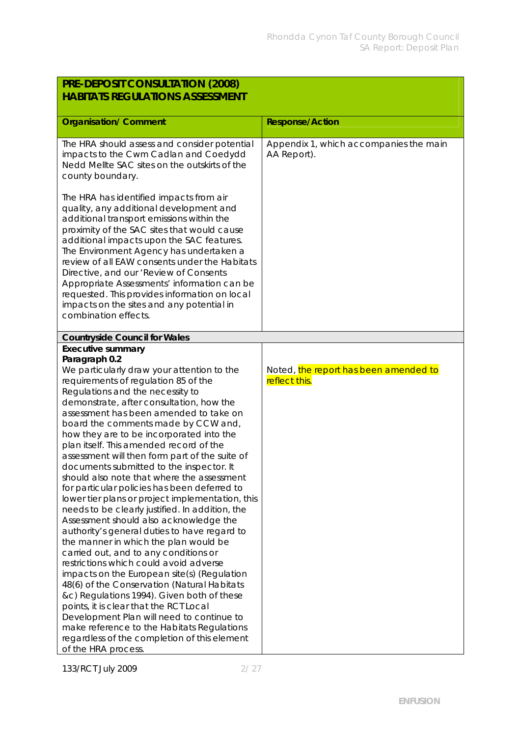| PRE-DEPOSIT CONSULTATION (2008) HABITATS REGULATIONS ASSESSMENT | |
|---|---|
| **Organisation/ Comment** | **Response/Action** |
| The HRA should assess and consider potential impacts to the Cwm Cadlan and Coedydd Nedd Mellte SAC sites on the outskirts of the county boundary.<br><br>The HRA has identified impacts from air quality, any additional development and additional transport emissions within the proximity of the SAC sites that would cause additional impacts upon the SAC features. The Environment Agency has undertaken a review of all EAW consents under the Habitats Directive, and our 'Review of Consents Appropriate Assessments' information can be requested. This provides information on local impacts on the sites and any potential in combination effects. | Appendix 1, which accompanies the main AA Report). |
| **Countryside Council for Wales** | |
| **Executive summary**<br>**Paragraph 0.2**<br>We particularly draw your attention to the requirements of regulation 85 of the Regulations and the necessity to demonstrate, after consultation, how the assessment has been amended to take on board the comments made by CCW and, how they are to be incorporated into the plan itself. This amended record of the assessment will then form part of the suite of documents submitted to the inspector. It should also note that where the assessment for particular policies has been deferred to lower tier plans or project implementation, this needs to be clearly justified. In addition, the Assessment should also acknowledge the authority's general duties to have regard to the manner in which the plan would be carried out, and to any conditions or restrictions which could avoid adverse impacts on the European site(s) (Regulation 48(6) of the Conservation (Natural Habitats &c) Regulations 1994). Given both of these points, it is clear that the RCT Local Development Plan will need to continue to make reference to the Habitats Regulations regardless of the completion of this element of the HRA process. | Noted, the report has been amended to reflect this. |

133/RCT July 2009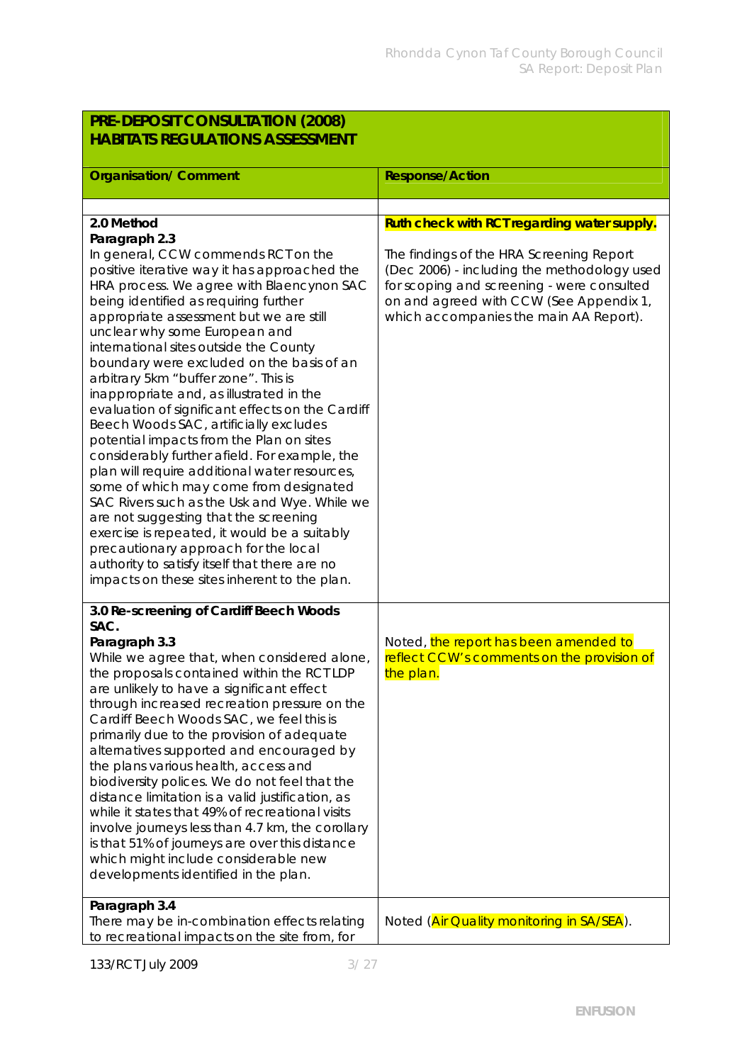| PRE-DEPOSIT CONSULTATION (2008) HABITATS REGULATIONS ASSESSMENT | |
|---|---|
| **Organisation/ Comment** | **Response/Action** |
| | |
| **2.0 Method**<br>**Paragraph 2.3**<br>In general, CCW commends RCT on the positive iterative way it has approached the HRA process. We agree with Blaencynon SAC being identified as requiring further appropriate assessment but we are still unclear why some European and international sites outside the County boundary were excluded on the basis of an arbitrary 5km "buffer zone". This is inappropriate and, as illustrated in the evaluation of significant effects on the Cardiff Beech Woods SAC, artificially excludes potential impacts from the Plan on sites considerably further afield. For example, the plan will require additional water resources, some of which may come from designated SAC Rivers such as the Usk and Wye. While we are not suggesting that the screening exercise is repeated, it would be a suitably precautionary approach for the local authority to satisfy itself that there are no impacts on these sites inherent to the plan. | **Ruth check with RCT regarding water supply.**<br><br>The findings of the HRA Screening Report (Dec 2006) - including the methodology used for scoping and screening - were consulted on and agreed with CCW (See Appendix 1, which accompanies the main AA Report). |
| **3.0 Re-screening of Cardiff Beech Woods SAC.**<br>**Paragraph 3.3**<br>While we agree that, when considered alone, the proposals contained within the RCT LDP are unlikely to have a significant effect through increased recreation pressure on the Cardiff Beech Woods SAC, we feel this is primarily due to the provision of adequate alternatives supported and encouraged by the plans various health, access and biodiversity polices. We do not feel that the distance limitation is a valid justification, as while it states that 49% of recreational visits involve journeys less than 4.7 km, the corollary is that 51% of journeys are over this distance which might include considerable new developments identified in the plan. | Noted, the report has been amended to reflect CCW's comments on the provision of the plan. |
| **Paragraph 3.4**<br>There may be in-combination effects relating to recreational impacts on the site from, for | Noted (Air Quality monitoring in SA/SEA). |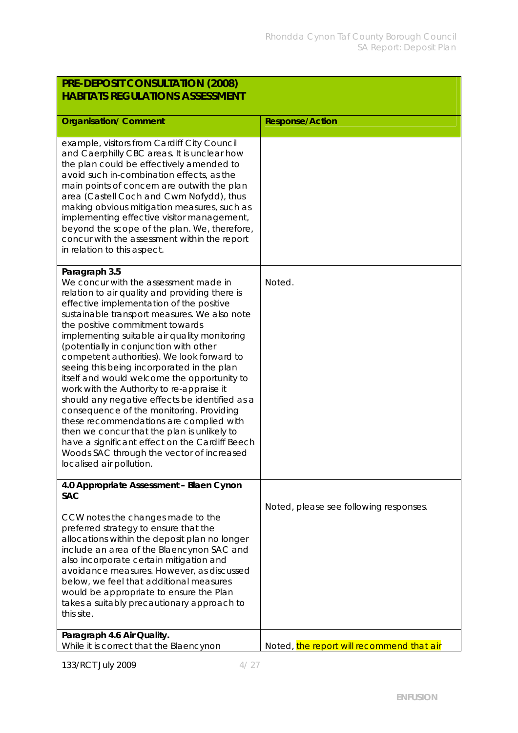| **PRE-DEPOSIT CONSULTATION (2008) HABITATS REGULATIONS ASSESSMENT** | |
|---|---|
| **Organisation/ Comment** | **Response/Action** |
| example, visitors from Cardiff City Council and Caerphilly CBC areas. It is unclear how the plan could be effectively amended to avoid such in-combination effects, as the main points of concern are outwith the plan area (Castell Coch and Cwm Nofydd), thus making obvious mitigation measures, such as implementing effective visitor management, beyond the scope of the plan. We, therefore, concur with the assessment within the report in relation to this aspect. | |
| **Paragraph 3.5**<br>We concur with the assessment made in relation to air quality and providing there is effective implementation of the positive sustainable transport measures. We also note the positive commitment towards implementing suitable air quality monitoring (potentially in conjunction with other competent authorities). We look forward to seeing this being incorporated in the plan itself and would welcome the opportunity to work with the Authority to re-appraise it should any negative effects be identified as a consequence of the monitoring. Providing these recommendations are complied with then we concur that the plan is unlikely to have a significant effect on the Cardiff Beech Woods SAC through the vector of increased localised air pollution. | Noted. |
| **4.0 Appropriate Assessment – Blaen Cynon SAC**<br><br>CCW notes the changes made to the preferred strategy to ensure that the allocations within the deposit plan no longer include an area of the Blaencynon SAC and also incorporate certain mitigation and avoidance measures. However, as discussed below, we feel that additional measures would be appropriate to ensure the Plan takes a suitably precautionary approach to this site. | Noted, please see following responses. |
| **Paragraph 4.6 Air Quality.**<br>While it is correct that the Blaencynon | Noted, the report will recommend that air |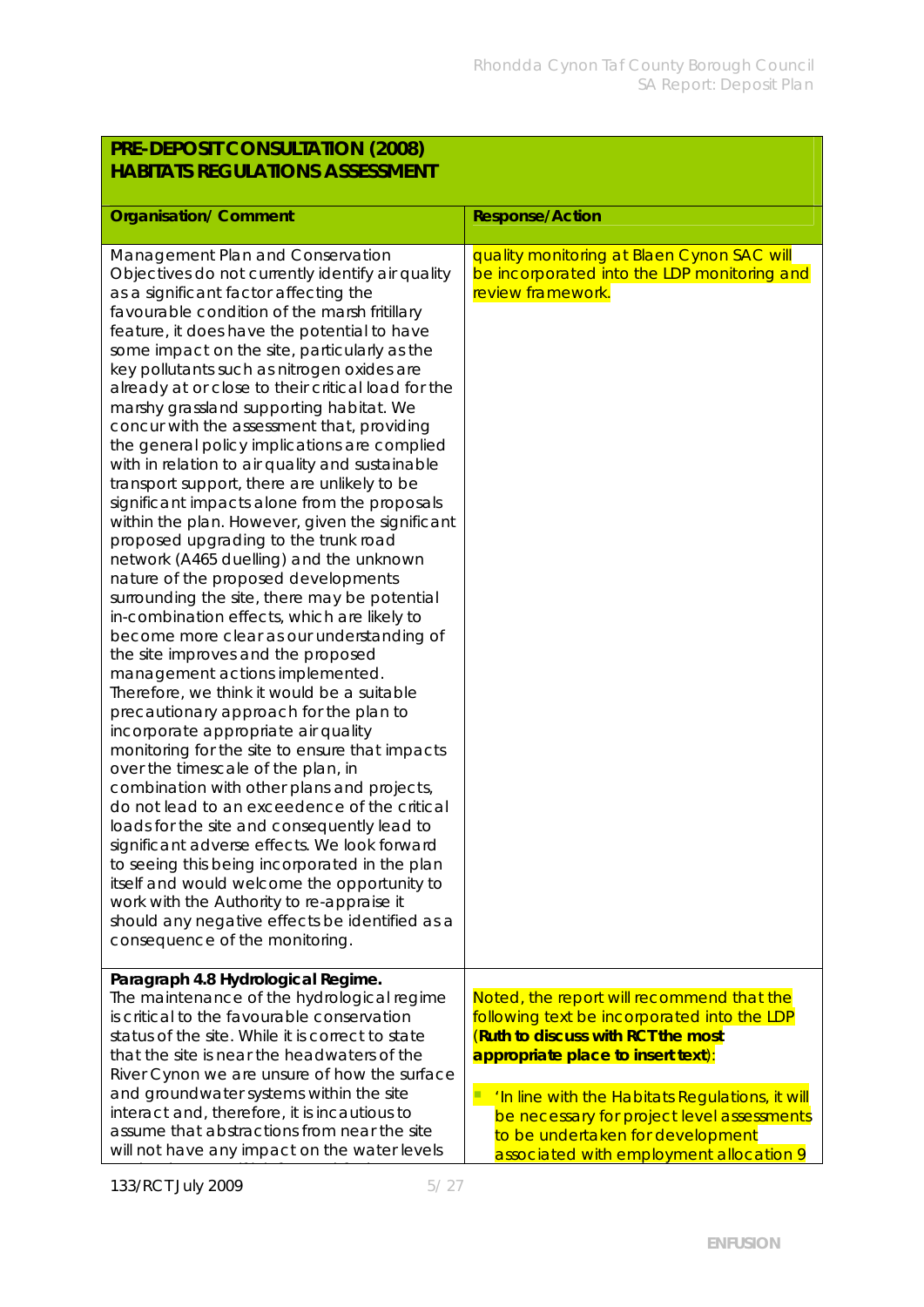| PRE-DEPOSIT CONSULTATION (2008) HABITATS REGULATIONS ASSESSMENT | |
|---|---|
| **Organisation/ Comment** | **Response/Action** |
| Management Plan and Conservation Objectives do not currently identify air quality as a significant factor affecting the favourable condition of the marsh fritillary feature, it does have the potential to have some impact on the site, particularly as the key pollutants such as nitrogen oxides are already at or close to their critical load for the marshy grassland supporting habitat. We concur with the assessment that, providing the general policy implications are complied with in relation to air quality and sustainable transport support, there are unlikely to be significant impacts alone from the proposals within the plan. However, given the significant proposed upgrading to the trunk road network (A465 duelling) and the unknown nature of the proposed developments surrounding the site, there may be potential in-combination effects, which are likely to become more clear as our understanding of the site improves and the proposed management actions implemented. Therefore, we think it would be a suitable precautionary approach for the plan to incorporate appropriate air quality monitoring for the site to ensure that impacts over the timescale of the plan, in combination with other plans and projects, do not lead to an exceedence of the critical loads for the site and consequently lead to significant adverse effects. We look forward to seeing this being incorporated in the plan itself and would welcome the opportunity to work with the Authority to re-appraise it should any negative effects be identified as a consequence of the monitoring. | quality monitoring at Blaen Cynon SAC will be incorporated into the LDP monitoring and review framework. |
| **Paragraph 4.8 Hydrological Regime.** The maintenance of the hydrological regime is critical to the favourable conservation status of the site. While it is correct to state that the site is near the headwaters of the River Cynon we are unsure of how the surface and groundwater systems within the site interact and, therefore, it is incautious to assume that abstractions from near the site will not have any impact on the water levels | Noted, the report will recommend that the following text be incorporated into the LDP (**Ruth to discuss with RCT the most appropriate place to insert text**):<br>- 'In line with the Habitats Regulations, it will be necessary for project level assessments to be undertaken for development associated with employment allocation 9 |

133/RCT July 2009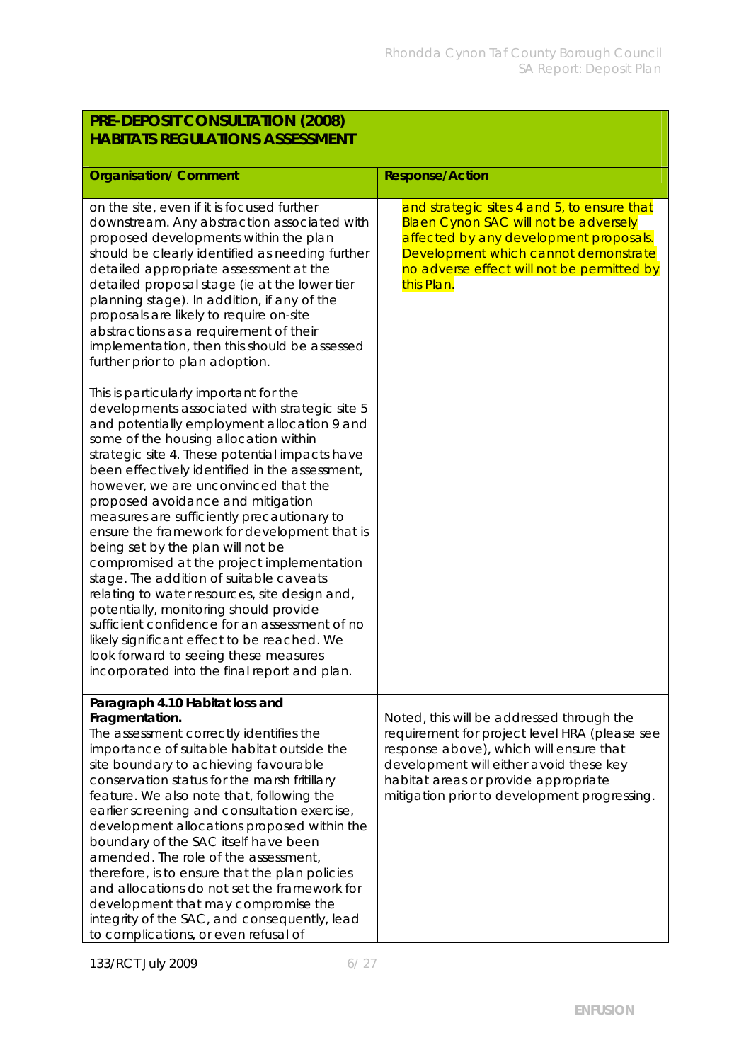| **PRE-DEPOSIT CONSULTATION (2008) HABITATS REGULATIONS ASSESSMENT** | |
|---|---|
| **Organisation/ Comment** | **Response/Action** |
| on the site, even if it is focused further downstream. Any abstraction associated with proposed developments within the plan should be clearly identified as needing further detailed appropriate assessment at the detailed proposal stage (ie at the lower tier planning stage). In addition, if any of the proposals are likely to require on-site abstractions as a requirement of their implementation, then this should be assessed further prior to plan adoption.<br><br>This is particularly important for the developments associated with strategic site 5 and potentially employment allocation 9 and some of the housing allocation within strategic site 4. These potential impacts have been effectively identified in the assessment, however, we are unconvinced that the proposed avoidance and mitigation measures are sufficiently precautionary to ensure the framework for development that is being set by the plan will not be compromised at the project implementation stage. The addition of suitable caveats relating to water resources, site design and, potentially, monitoring should provide sufficient confidence for an assessment of no likely significant effect to be reached. We look forward to seeing these measures incorporated into the final report and plan. | and strategic sites 4 and 5, to ensure that Blaen Cynon SAC will not be adversely affected by any development proposals. Development which cannot demonstrate no adverse effect will not be permitted by this Plan. |
| **Paragraph 4.10 Habitat loss and Fragmentation.**<br>The assessment correctly identifies the importance of suitable habitat outside the site boundary to achieving favourable conservation status for the marsh fritillary feature. We also note that, following the earlier screening and consultation exercise, development allocations proposed within the boundary of the SAC itself have been amended. The role of the assessment, therefore, is to ensure that the plan policies and allocations do not set the framework for development that may compromise the integrity of the SAC, and consequently, lead to complications, or even refusal of | Noted, this will be addressed through the requirement for project level HRA (please see response above), which will ensure that development will either avoid these key habitat areas or provide appropriate mitigation prior to development progressing. |

133/RCT July 2009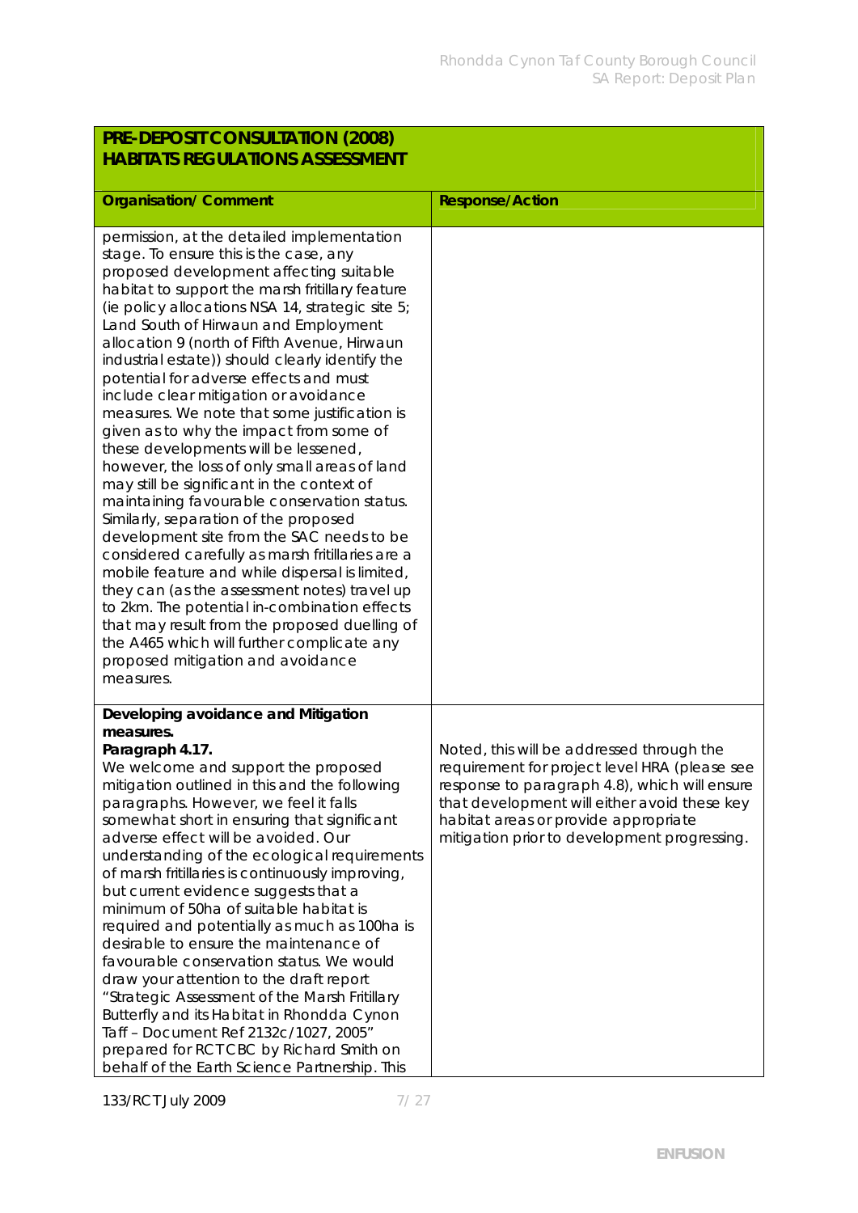| PRE-DEPOSIT CONSULTATION (2008) HABITATS REGULATIONS ASSESSMENT | |
|---|---|
| **Organisation/ Comment** | **Response/Action** |
| permission, at the detailed implementation stage. To ensure this is the case, any proposed development affecting suitable habitat to support the marsh fritillary feature (ie policy allocations NSA 14, strategic site 5; Land South of Hirwaun and Employment allocation 9 (north of Fifth Avenue, Hirwaun industrial estate)) should clearly identify the potential for adverse effects and must include clear mitigation or avoidance measures. We note that some justification is given as to why the impact from some of these developments will be lessened, however, the loss of only small areas of land may still be significant in the context of maintaining favourable conservation status. Similarly, separation of the proposed development site from the SAC needs to be considered carefully as marsh fritillaries are a mobile feature and while dispersal is limited, they can (as the assessment notes) travel up to 2km. The potential in-combination effects that may result from the proposed duelling of the A465 which will further complicate any proposed mitigation and avoidance measures. | |
| **Developing avoidance and Mitigation measures.** **Paragraph 4.17.** We welcome and support the proposed mitigation outlined in this and the following paragraphs. However, we feel it falls somewhat short in ensuring that significant adverse effect will be avoided. Our understanding of the ecological requirements of marsh fritillaries is continuously improving, but current evidence suggests that a minimum of 50ha of suitable habitat is required and potentially as much as 100ha is desirable to ensure the maintenance of favourable conservation status. We would draw your attention to the draft report "Strategic Assessment of the Marsh Fritillary Butterfly and its Habitat in Rhondda Cynon Taff – Document Ref 2132c/1027, 2005" prepared for RCTCBC by Richard Smith on behalf of the Earth Science Partnership. This | Noted, this will be addressed through the requirement for project level HRA (please see response to paragraph 4.8), which will ensure that development will either avoid these key habitat areas or provide appropriate mitigation prior to development progressing. |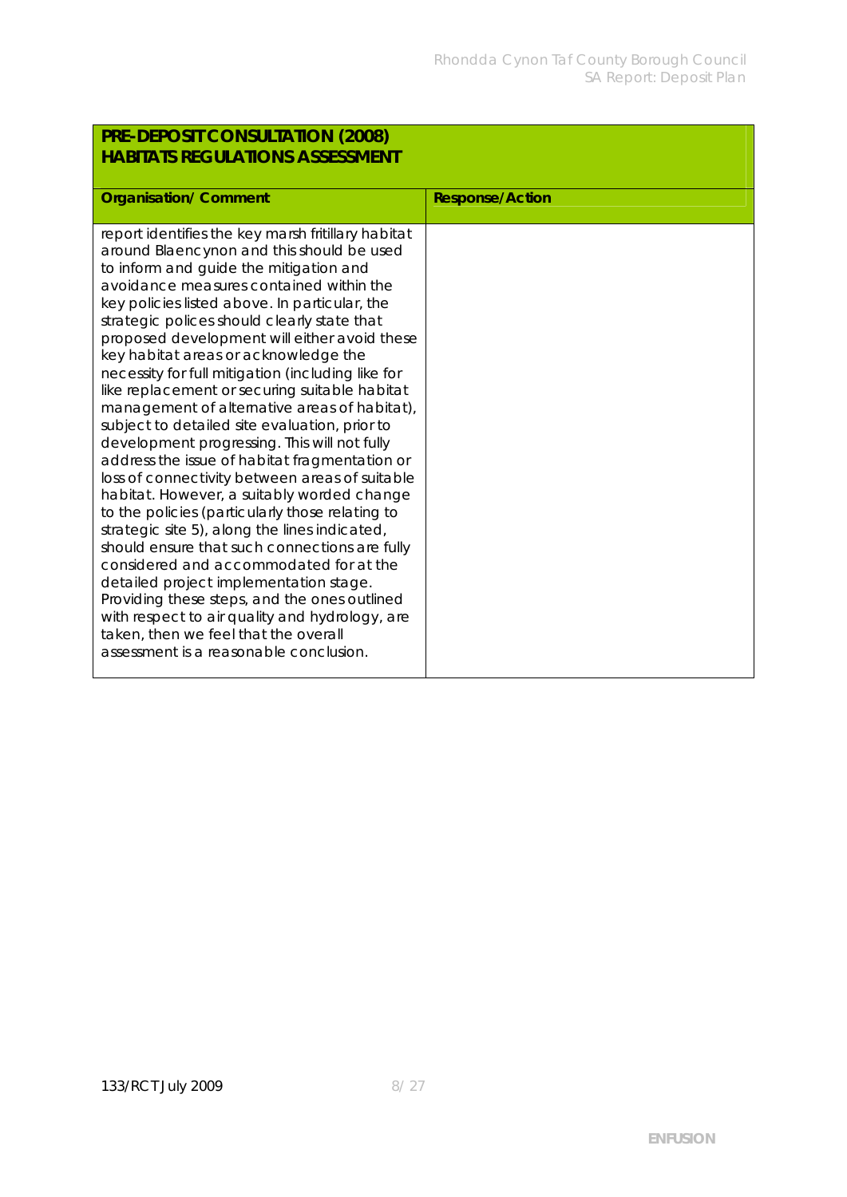| PRE-DEPOSIT CONSULTATION (2008) HABITATS REGULATIONS ASSESSMENT | |
|---|---|
| **Organisation/ Comment** | **Response/Action** |
| report identifies the key marsh fritillary habitat around Blaencynon and this should be used to inform and guide the mitigation and avoidance measures contained within the key policies listed above. In particular, the strategic polices should clearly state that proposed development will either avoid these key habitat areas or acknowledge the necessity for full mitigation (including like for like replacement or securing suitable habitat management of alternative areas of habitat), subject to detailed site evaluation, prior to development progressing. This will not fully address the issue of habitat fragmentation or loss of connectivity between areas of suitable habitat. However, a suitably worded change to the policies (particularly those relating to strategic site 5), along the lines indicated, should ensure that such connections are fully considered and accommodated for at the detailed project implementation stage. Providing these steps, and the ones outlined with respect to air quality and hydrology, are taken, then we feel that the overall assessment is a reasonable conclusion. | |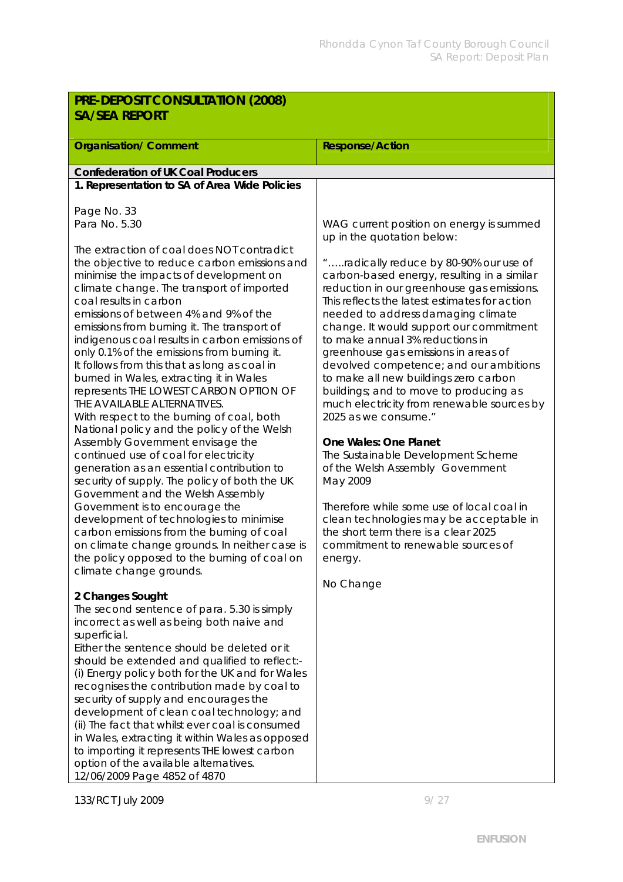| PRE-DEPOSIT CONSULTATION (2008) SA/SEA REPORT | |
|---|---|
| **Organisation/ Comment** | **Response/Action** |
| **Confederation of UK Coal Producers** | |
| **1. Representation to SA of Area Wide Policies**<br><br>Page No. 33<br>Para No. 5.30<br><br>The extraction of coal does NOT contradict the objective to reduce carbon emissions and minimise the impacts of development on climate change. The transport of imported coal results in carbon emissions of between 4% and 9% of the emissions from burning it. The transport of indigenous coal results in carbon emissions of only 0.1% of the emissions from burning it. It follows from this that as long as coal in burned in Wales, extracting it in Wales represents THE LOWEST CARBON OPTION OF THE AVAILABLE ALTERNATIVES.<br>With respect to the burning of coal, both National policy and the policy of the Welsh Assembly Government envisage the continued use of coal for electricity generation as an essential contribution to security of supply. The policy of both the UK Government and the Welsh Assembly Government is to encourage the development of technologies to minimise carbon emissions from the burning of coal on climate change grounds. In neither case is the policy opposed to the burning of coal on climate change grounds.<br><br>**2 Changes Sought**<br>The second sentence of para. 5.30 is simply incorrect as well as being both naive and superficial.<br>Either the sentence should be deleted or it should be extended and qualified to reflect:-<br>(i) Energy policy both for the UK and for Wales recognises the contribution made by coal to security of supply and encourages the development of clean coal technology; and<br>(ii) The fact that whilst ever coal is consumed in Wales, extracting it within Wales as opposed to importing it represents THE lowest carbon option of the available alternatives.<br>12/06/2009 Page 4852 of 4870 | WAG current position on energy is summed up in the quotation below:<br><br>"…..radically reduce by 80-90% our use of carbon-based energy, resulting in a similar reduction in our greenhouse gas emissions. This reflects the latest estimates for action needed to address damaging climate change. It would support our commitment to make annual 3% reductions in greenhouse gas emissions in areas of devolved competence; and our ambitions to make all new buildings zero carbon buildings; and to move to producing as much electricity from renewable sources by 2025 as we consume."<br><br>**One Wales: One Planet**<br>The Sustainable Development Scheme of the Welsh Assembly Government May 2009<br><br>Therefore while some use of local coal in clean technologies may be acceptable in the short term there is a clear 2025 commitment to renewable sources of energy.<br><br>No Change |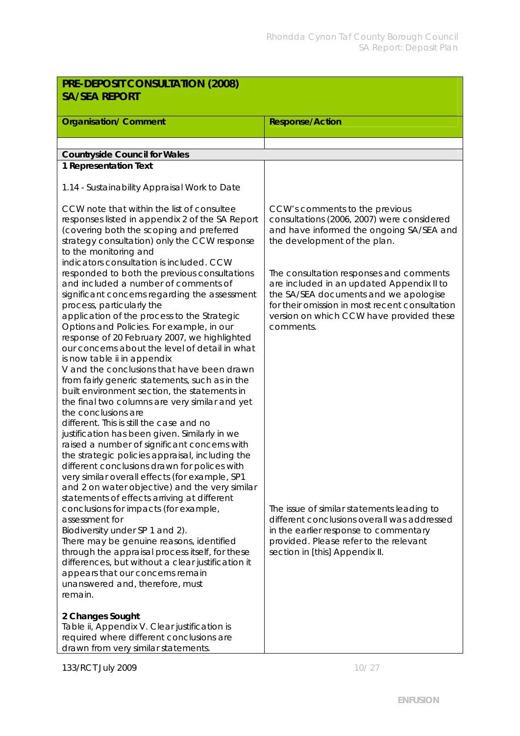| PRE-DEPOSIT CONSULTATION (2008) SA/SEA REPORT | |
|---|---|
| **Organisation/ Comment** | **Response/Action** |
| | |
| **Countryside Council for Wales** | |
| **1 Representation Text**<br><br>1.14 - Sustainability Appraisal Work to Date<br><br>CCW note that within the list of consultee responses listed in appendix 2 of the SA Report (covering both the scoping and preferred strategy consultation) only the CCW response to the monitoring and indicators consultation is included. CCW responded to both the previous consultations and included a number of comments of significant concerns regarding the assessment process, particularly the application of the process to the Strategic Options and Policies. For example, in our response of 20 February 2007, we highlighted our concerns about the level of detail in what is now table ii in appendix V and the conclusions that have been drawn from fairly generic statements, such as in the built environment section, the statements in the final two columns are very similar and yet the conclusions are different. This is still the case and no justification has been given. Similarly in we raised a number of significant concerns with the strategic policies appraisal, including the different conclusions drawn for polices with very similar overall effects (for example, SP1 and 2 on water objective) and the very similar statements of effects arriving at different conclusions for impacts (for example, assessment for Biodiversity under SP 1 and 2). There may be genuine reasons, identified through the appraisal process itself, for these differences, but without a clear justification it appears that our concerns remain unanswered and, therefore, must remain.<br><br>**2 Changes Sought**<br>Table ii, Appendix V. Clear justification is required where different conclusions are drawn from very similar statements. | CCW's comments to the previous consultations (2006, 2007) were considered and have informed the ongoing SA/SEA and the development of the plan.<br><br>The consultation responses and comments are included in an updated Appendix II to the SA/SEA documents and we apologise for their omission in most recent consultation version on which CCW have provided these comments.<br><br>The issue of similar statements leading to different conclusions overall was addressed in the earlier response to commentary provided. Please refer to the relevant section in [this] Appendix II. |

133/RCT July 2009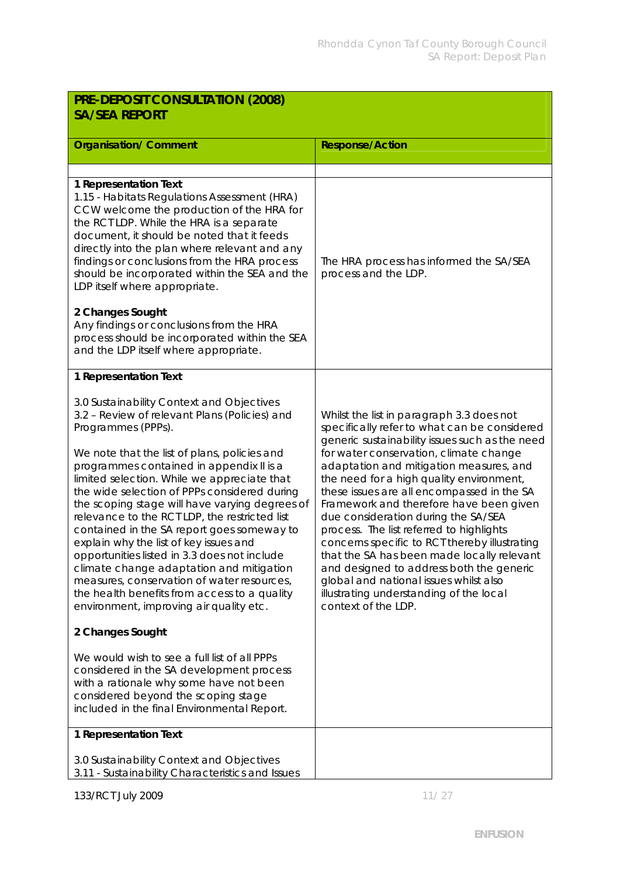| **PRE-DEPOSIT CONSULTATION (2008) SA/SEA REPORT** | |
|---|---|
| **Organisation/ Comment** | **Response/Action** |
| | |
| **1 Representation Text**<br>1.15 - Habitats Regulations Assessment (HRA) CCW welcome the production of the HRA for the RCT LDP. While the HRA is a separate document, it should be noted that it feeds directly into the plan where relevant and any findings or conclusions from the HRA process should be incorporated within the SEA and the LDP itself where appropriate.<br><br>**2 Changes Sought**<br>Any findings or conclusions from the HRA process should be incorporated within the SEA and the LDP itself where appropriate. | The HRA process has informed the SA/SEA process and the LDP. |
| **1 Representation Text**<br><br>3.0 Sustainability Context and Objectives<br>3.2 – Review of relevant Plans (Policies) and Programmes (PPPs).<br><br>We note that the list of plans, policies and programmes contained in appendix II is a limited selection. While we appreciate that the wide selection of PPPs considered during the scoping stage will have varying degrees of relevance to the RCT LDP, the restricted list contained in the SA report goes someway to explain why the list of key issues and opportunities listed in 3.3 does not include climate change adaptation and mitigation measures, conservation of water resources, the health benefits from access to a quality environment, improving air quality etc.<br><br>**2 Changes Sought**<br><br>We would wish to see a full list of all PPPs considered in the SA development process with a rationale why some have not been considered beyond the scoping stage included in the final Environmental Report. | Whilst the list in paragraph 3.3 does not specifically refer to what can be considered generic sustainability issues such as the need for water conservation, climate change adaptation and mitigation measures, and the need for a high quality environment, these issues are all encompassed in the SA Framework and therefore have been given due consideration during the SA/SEA process. The list referred to highlights concerns specific to RCT thereby illustrating that the SA has been made locally relevant and designed to address both the generic global and national issues whilst also illustrating understanding of the local context of the LDP. |
| **1 Representation Text**<br><br>3.0 Sustainability Context and Objectives<br>3.11 - Sustainability Characteristics and Issues | |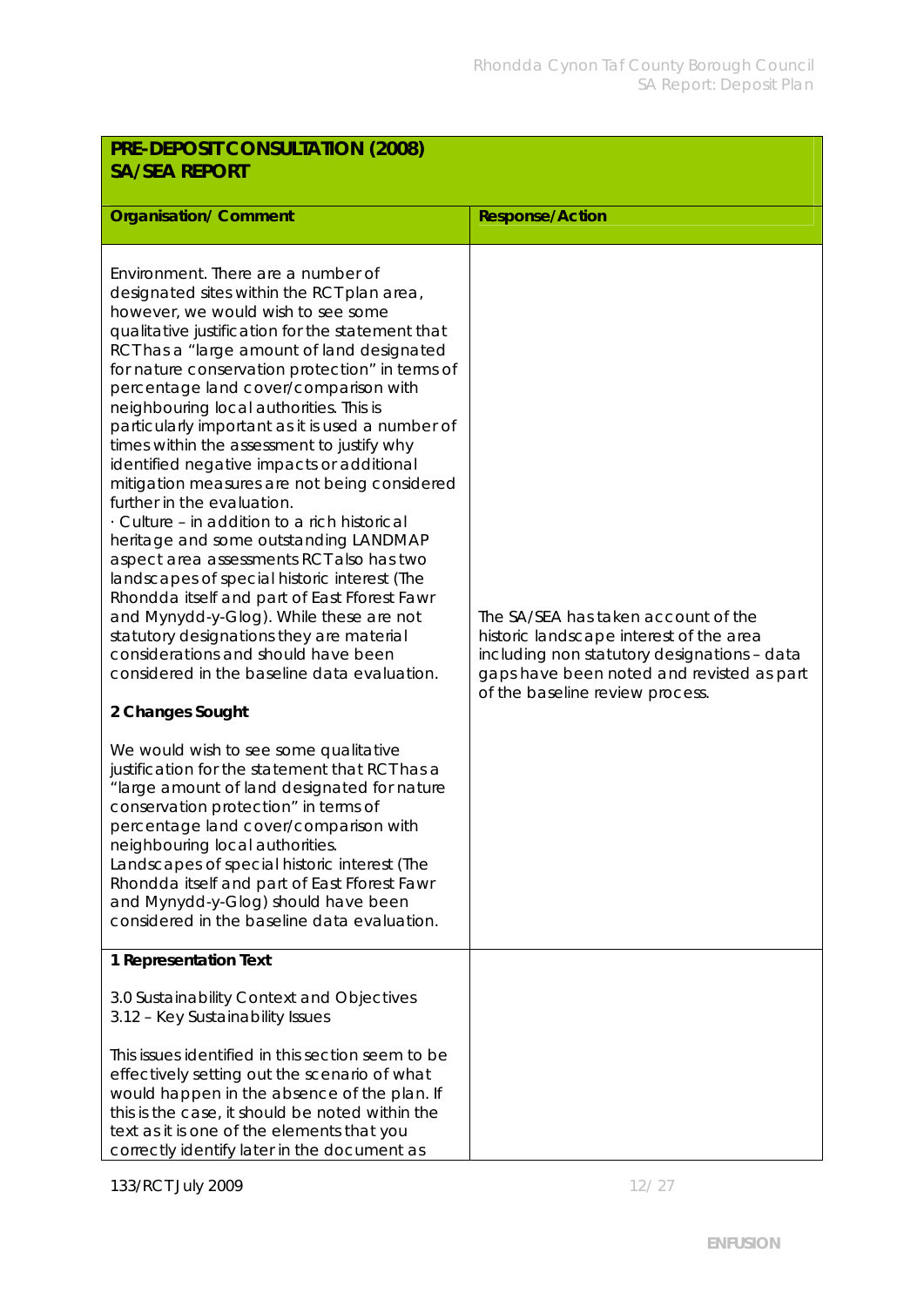| **PRE-DEPOSIT CONSULTATION (2008) SA/SEA REPORT** | |
|---|---|
| **Organisation/ Comment** | **Response/Action** |
| Environment. There are a number of designated sites within the RCT plan area, however, we would wish to see some qualitative justification for the statement that RCT has a "large amount of land designated for nature conservation protection" in terms of percentage land cover/comparison with neighbouring local authorities. This is particularly important as it is used a number of times within the assessment to justify why identified negative impacts or additional mitigation measures are not being considered further in the evaluation.<br>· Culture – in addition to a rich historical heritage and some outstanding LANDMAP aspect area assessments RCT also has two landscapes of special historic interest (The Rhondda itself and part of East Fforest Fawr and Mynydd-y-Glog). While these are not statutory designations they are material considerations and should have been considered in the baseline data evaluation.<br><br>**2 Changes Sought**<br><br>We would wish to see some qualitative justification for the statement that RCT has a "large amount of land designated for nature conservation protection" in terms of percentage land cover/comparison with neighbouring local authorities.<br>Landscapes of special historic interest (The Rhondda itself and part of East Fforest Fawr and Mynydd-y-Glog) should have been considered in the baseline data evaluation. | The SA/SEA has taken account of the historic landscape interest of the area including non statutory designations – data gaps have been noted and revisted as part of the baseline review process. |
| **1 Representation Text**<br><br>3.0 Sustainability Context and Objectives<br>3.12 – Key Sustainability Issues<br><br>This issues identified in this section seem to be effectively setting out the scenario of what would happen in the absence of the plan. If this is the case, it should be noted within the text as it is one of the elements that you correctly identify later in the document as | |

133/RCT July 2009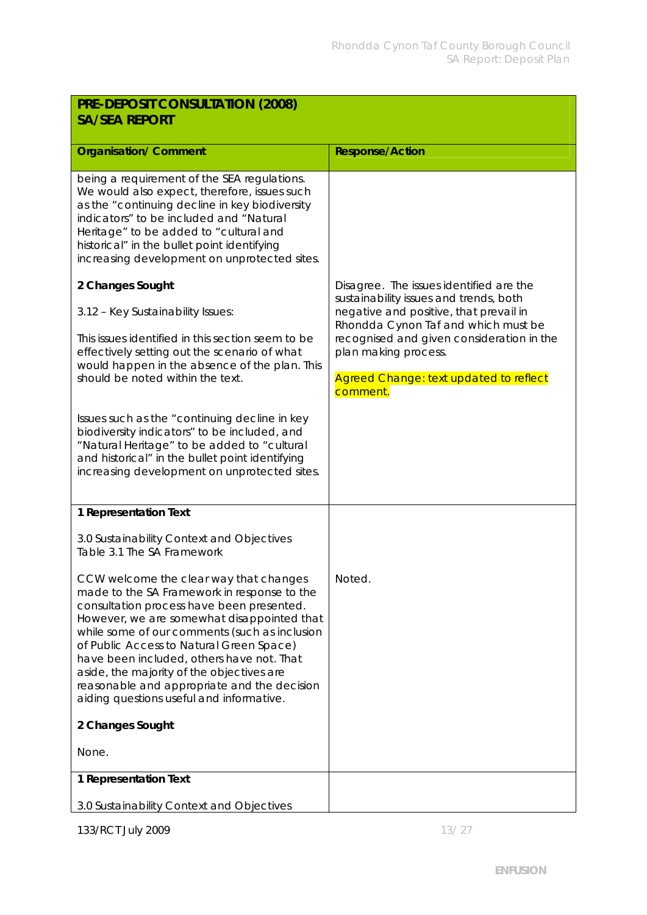| PRE-DEPOSIT CONSULTATION (2008) SA/SEA REPORT | |
|---|---|
| **Organisation/ Comment** | **Response/Action** |
| being a requirement of the SEA regulations. We would also expect, therefore, issues such as the "continuing decline in key biodiversity indicators" to be included and "Natural Heritage" to be added to "cultural and historical" in the bullet point identifying increasing development on unprotected sites.<br><br>**2 Changes Sought**<br><br>3.12 – Key Sustainability Issues:<br><br>This issues identified in this section seem to be effectively setting out the scenario of what would happen in the absence of the plan. This should be noted within the text.<br><br>Issues such as the "continuing decline in key biodiversity indicators" to be included, and "Natural Heritage" to be added to "cultural and historical" in the bullet point identifying increasing development on unprotected sites. | Disagree. The issues identified are the sustainability issues and trends, both negative and positive, that prevail in Rhondda Cynon Taf and which must be recognised and given consideration in the plan making process.<br><br>Agreed Change: text updated to reflect comment. |
| **1 Representation Text**<br><br>3.0 Sustainability Context and Objectives<br>Table 3.1 The SA Framework<br><br>CCW welcome the clear way that changes made to the SA Framework in response to the consultation process have been presented. However, we are somewhat disappointed that while some of our comments (such as inclusion of Public Access to Natural Green Space) have been included, others have not. That aside, the majority of the objectives are reasonable and appropriate and the decision aiding questions useful and informative.<br><br>**2 Changes Sought**<br><br>None. | Noted. |
| **1 Representation Text**<br><br>3.0 Sustainability Context and Objectives | |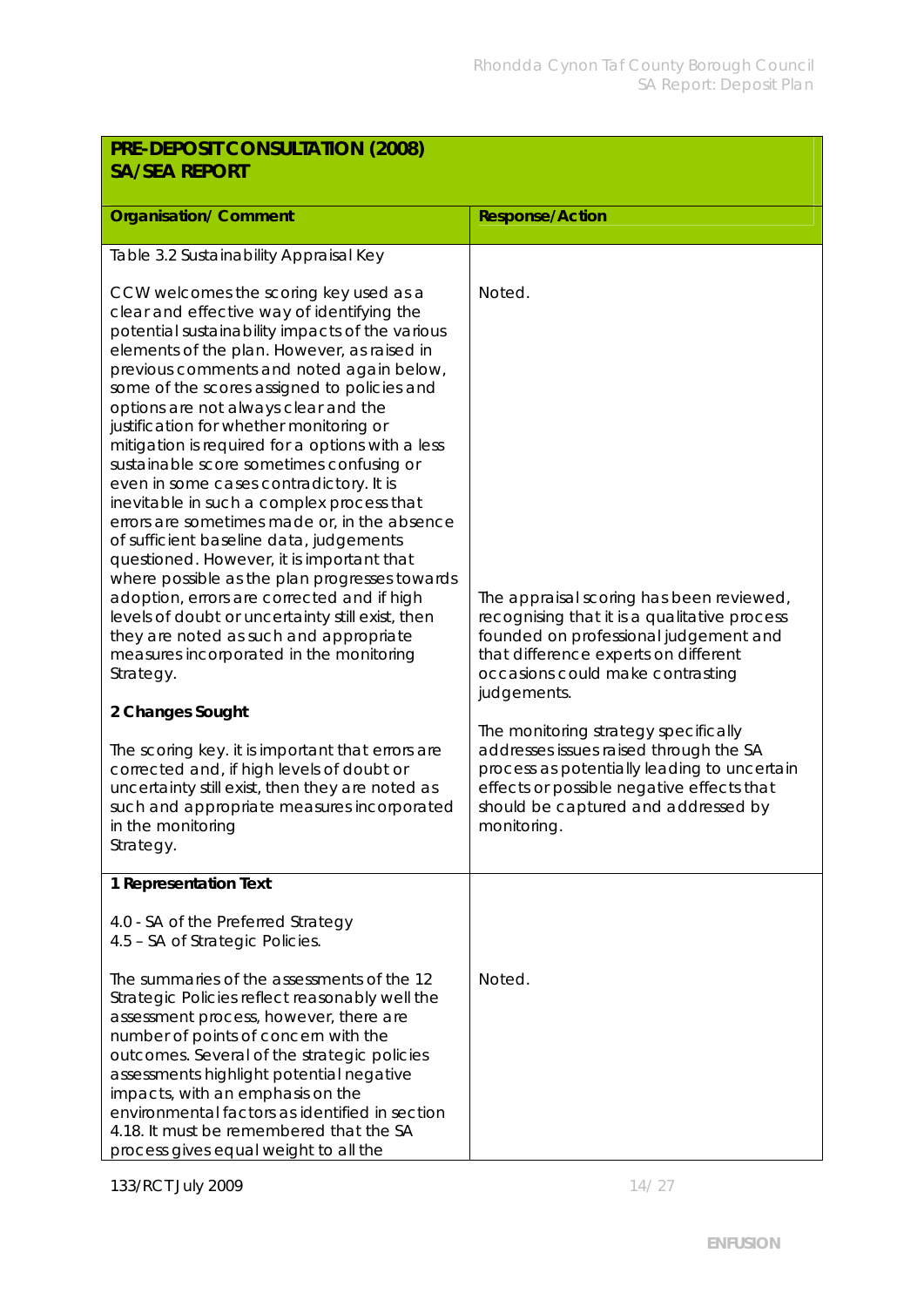| PRE-DEPOSIT CONSULTATION (2008) SA/SEA REPORT | |
|---|---|
| **Organisation/ Comment** | **Response/Action** |
| Table 3.2 Sustainability Appraisal Key<br><br>CCW welcomes the scoring key used as a clear and effective way of identifying the potential sustainability impacts of the various elements of the plan. However, as raised in previous comments and noted again below, some of the scores assigned to policies and options are not always clear and the justification for whether monitoring or mitigation is required for a options with a less sustainable score sometimes confusing or even in some cases contradictory. It is inevitable in such a complex process that errors are sometimes made or, in the absence of sufficient baseline data, judgements questioned. However, it is important that where possible as the plan progresses towards adoption, errors are corrected and if high levels of doubt or uncertainty still exist, then they are noted as such and appropriate measures incorporated in the monitoring Strategy.<br><br>**2 Changes Sought**<br><br>The scoring key. it is important that errors are corrected and, if high levels of doubt or uncertainty still exist, then they are noted as such and appropriate measures incorporated in the monitoring Strategy. | Noted.<br><br>The appraisal scoring has been reviewed, recognising that it is a qualitative process founded on professional judgement and that difference experts on different occasions could make contrasting judgements.<br><br>The monitoring strategy specifically addresses issues raised through the SA process as potentially leading to uncertain effects or possible negative effects that should be captured and addressed by monitoring. |
| **1 Representation Text**<br><br>4.0 - SA of the Preferred Strategy<br>4.5 – SA of Strategic Policies.<br><br>The summaries of the assessments of the 12 Strategic Policies reflect reasonably well the assessment process, however, there are number of points of concern with the outcomes. Several of the strategic policies assessments highlight potential negative impacts, with an emphasis on the environmental factors as identified in section 4.18. It must be remembered that the SA process gives equal weight to all the | Noted. |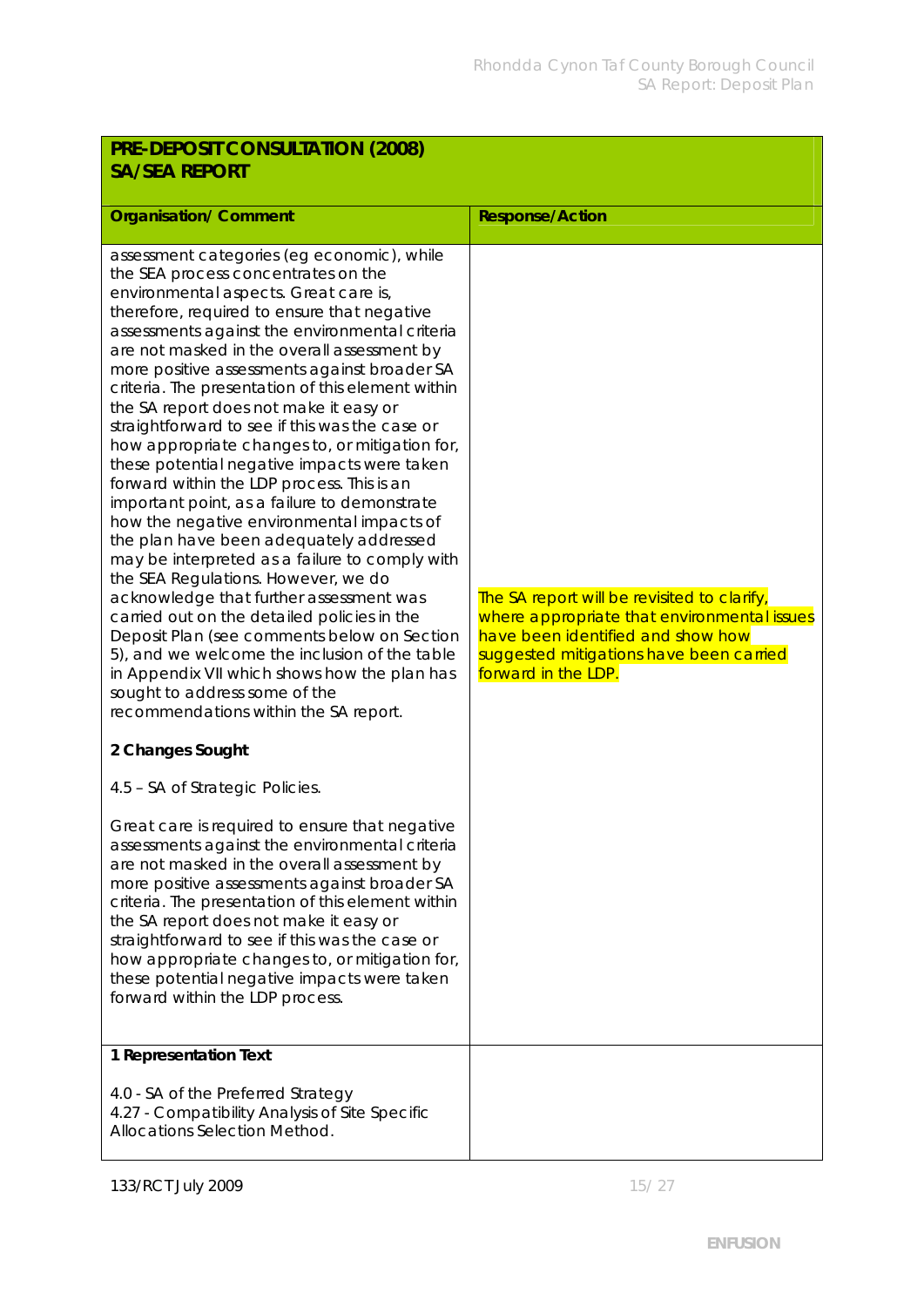| PRE-DEPOSIT CONSULTATION (2008) SA/SEA REPORT | |
|---|---|
| **Organisation/ Comment** | **Response/Action** |
| assessment categories (eg economic), while the SEA process concentrates on the environmental aspects. Great care is, therefore, required to ensure that negative assessments against the environmental criteria are not masked in the overall assessment by more positive assessments against broader SA criteria. The presentation of this element within the SA report does not make it easy or straightforward to see if this was the case or how appropriate changes to, or mitigation for, these potential negative impacts were taken forward within the LDP process. This is an important point, as a failure to demonstrate how the negative environmental impacts of the plan have been adequately addressed may be interpreted as a failure to comply with the SEA Regulations. However, we do acknowledge that further assessment was carried out on the detailed policies in the Deposit Plan (see comments below on Section 5), and we welcome the inclusion of the table in Appendix VII which shows how the plan has sought to address some of the recommendations within the SA report.<br><br>**2 Changes Sought**<br><br>4.5 – SA of Strategic Policies.<br><br>Great care is required to ensure that negative assessments against the environmental criteria are not masked in the overall assessment by more positive assessments against broader SA criteria. The presentation of this element within the SA report does not make it easy or straightforward to see if this was the case or how appropriate changes to, or mitigation for, these potential negative impacts were taken forward within the LDP process. | The SA report will be revisited to clarify, where appropriate that environmental issues have been identified and show how suggested mitigations have been carried forward in the LDP. |
| **1 Representation Text**<br><br>4.0 - SA of the Preferred Strategy<br>4.27 - Compatibility Analysis of Site Specific Allocations Selection Method. | |

133/RCT July 2009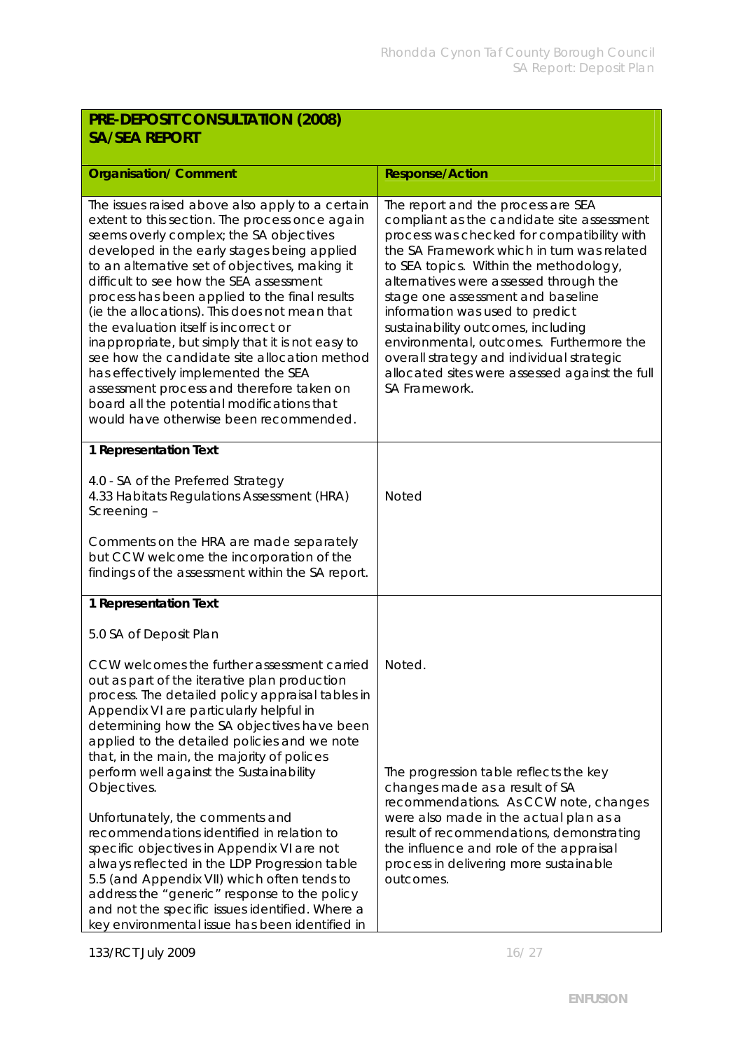| **PRE-DEPOSIT CONSULTATION (2008) SA/SEA REPORT** | |
|---|---|
| **Organisation/ Comment** | **Response/Action** |
| The issues raised above also apply to a certain extent to this section. The process once again seems overly complex; the SA objectives developed in the early stages being applied to an alternative set of objectives, making it difficult to see how the SEA assessment process has been applied to the final results (ie the allocations). This does not mean that the evaluation itself is incorrect or inappropriate, but simply that it is not easy to see how the candidate site allocation method has effectively implemented the SEA assessment process and therefore taken on board all the potential modifications that would have otherwise been recommended. | The report and the process are SEA compliant as the candidate site assessment process was checked for compatibility with the SA Framework which in turn was related to SEA topics. Within the methodology, alternatives were assessed through the stage one assessment and baseline information was used to predict sustainability outcomes, including environmental, outcomes. Furthermore the overall strategy and individual strategic allocated sites were assessed against the full SA Framework. |
| **1 Representation Text**<br><br>4.0 - SA of the Preferred Strategy<br>4.33 Habitats Regulations Assessment (HRA) Screening –<br><br>Comments on the HRA are made separately but CCW welcome the incorporation of the findings of the assessment within the SA report. | Noted |
| **1 Representation Text**<br><br>5.0 SA of Deposit Plan<br><br>CCW welcomes the further assessment carried out as part of the iterative plan production process. The detailed policy appraisal tables in Appendix VI are particularly helpful in determining how the SA objectives have been applied to the detailed policies and we note that, in the main, the majority of polices perform well against the Sustainability Objectives.<br><br>Unfortunately, the comments and recommendations identified in relation to specific objectives in Appendix VI are not always reflected in the LDP Progression table 5.5 (and Appendix VII) which often tends to address the "generic" response to the policy and not the specific issues identified. Where a key environmental issue has been identified in | Noted.<br><br>The progression table reflects the key changes made as a result of SA recommendations. As CCW note, changes were also made in the actual plan as a result of recommendations, demonstrating the influence and role of the appraisal process in delivering more sustainable outcomes. |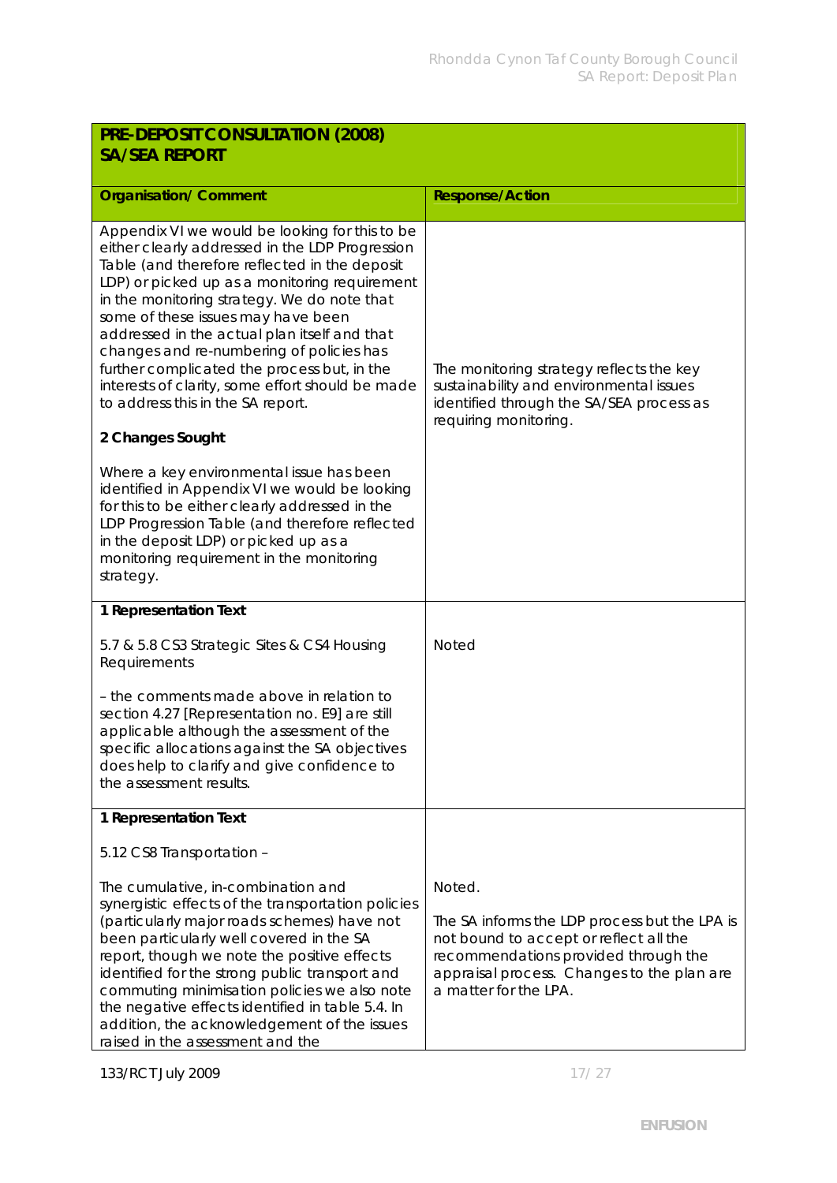| **PRE-DEPOSIT CONSULTATION (2008) SA/SEA REPORT** | |
|---|---|
| **Organisation/ Comment** | **Response/Action** |
| Appendix VI we would be looking for this to be either clearly addressed in the LDP Progression Table (and therefore reflected in the deposit LDP) or picked up as a monitoring requirement in the monitoring strategy. We do note that some of these issues may have been addressed in the actual plan itself and that changes and re-numbering of policies has further complicated the process but, in the interests of clarity, some effort should be made to address this in the SA report.<br><br>**2 Changes Sought**<br><br>Where a key environmental issue has been identified in Appendix VI we would be looking for this to be either clearly addressed in the LDP Progression Table (and therefore reflected in the deposit LDP) or picked up as a monitoring requirement in the monitoring strategy. | The monitoring strategy reflects the key sustainability and environmental issues identified through the SA/SEA process as requiring monitoring. |
| **1 Representation Text**<br><br>5.7 & 5.8 CS3 Strategic Sites & CS4 Housing Requirements<br><br>– the comments made above in relation to section 4.27 [Representation no. E9] are still applicable although the assessment of the specific allocations against the SA objectives does help to clarify and give confidence to the assessment results. | Noted |
| **1 Representation Text**<br><br>5.12 CS8 Transportation –<br><br>The cumulative, in-combination and synergistic effects of the transportation policies (particularly major roads schemes) have not been particularly well covered in the SA report, though we note the positive effects identified for the strong public transport and commuting minimisation policies we also note the negative effects identified in table 5.4. In addition, the acknowledgement of the issues raised in the assessment and the | Noted.<br><br>The SA informs the LDP process but the LPA is not bound to accept or reflect all the recommendations provided through the appraisal process. Changes to the plan are a matter for the LPA. |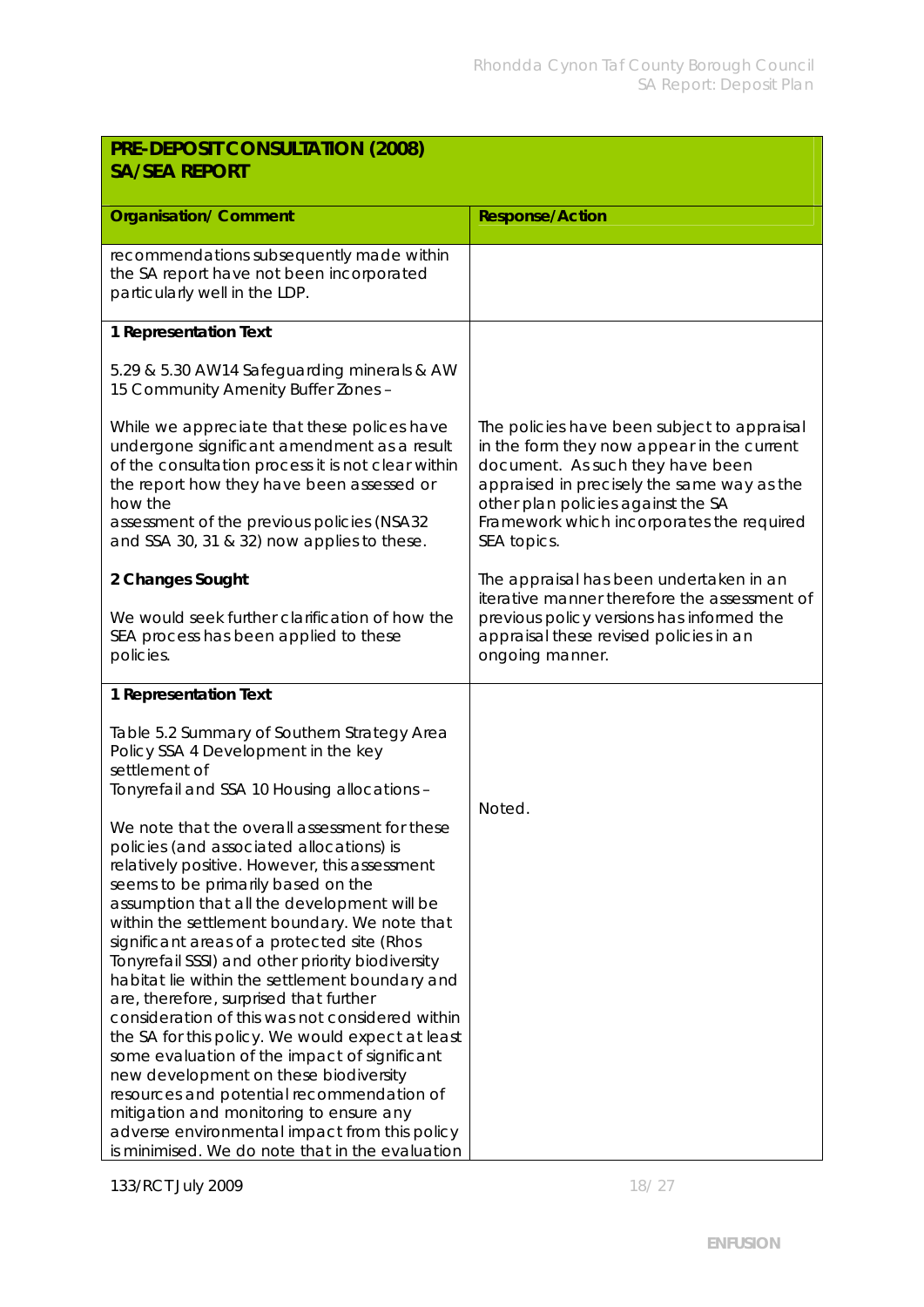| PRE-DEPOSIT CONSULTATION (2008) SA/SEA REPORT | |
|---|---|
| **Organisation/ Comment** | **Response/Action** |
| recommendations subsequently made within the SA report have not been incorporated particularly well in the LDP. | |
| **1 Representation Text**<br><br>5.29 & 5.30 AW14 Safeguarding minerals & AW 15 Community Amenity Buffer Zones –<br><br>While we appreciate that these polices have undergone significant amendment as a result of the consultation process it is not clear within the report how they have been assessed or how the assessment of the previous policies (NSA32 and SSA 30, 31 & 32) now applies to these.<br><br>**2 Changes Sought**<br><br>We would seek further clarification of how the SEA process has been applied to these policies. | The policies have been subject to appraisal in the form they now appear in the current document. As such they have been appraised in precisely the same way as the other plan policies against the SA Framework which incorporates the required SEA topics.<br><br>The appraisal has been undertaken in an iterative manner therefore the assessment of previous policy versions has informed the appraisal these revised policies in an ongoing manner. |
| **1 Representation Text**<br><br>Table 5.2 Summary of Southern Strategy Area Policy SSA 4 Development in the key settlement of Tonyrefail and SSA 10 Housing allocations –<br><br>We note that the overall assessment for these policies (and associated allocations) is relatively positive. However, this assessment seems to be primarily based on the assumption that all the development will be within the settlement boundary. We note that significant areas of a protected site (Rhos Tonyrefail SSSI) and other priority biodiversity habitat lie within the settlement boundary and are, therefore, surprised that further consideration of this was not considered within the SA for this policy. We would expect at least some evaluation of the impact of significant new development on these biodiversity resources and potential recommendation of mitigation and monitoring to ensure any adverse environmental impact from this policy is minimised. We do note that in the evaluation | Noted. |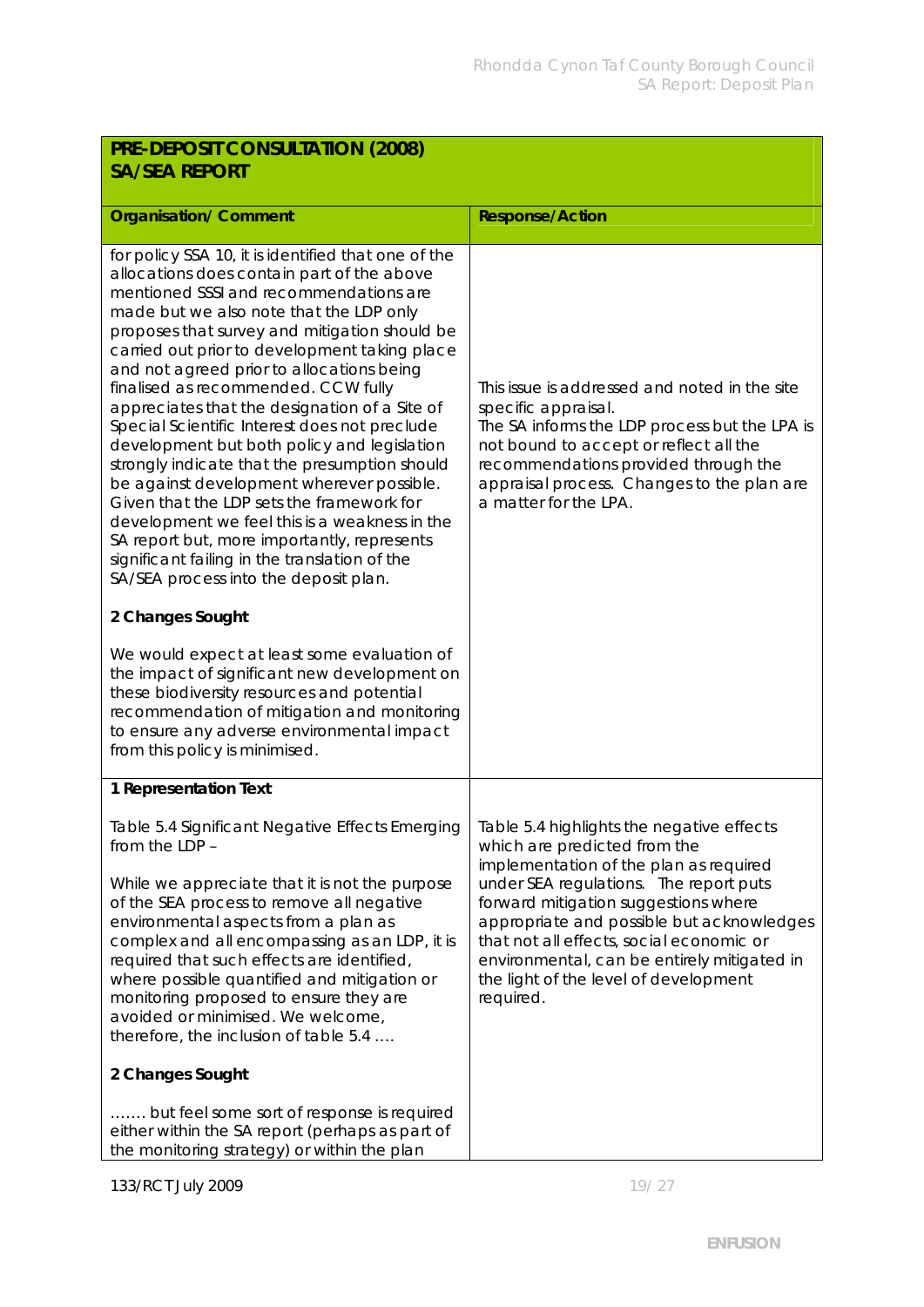| PRE-DEPOSIT CONSULTATION (2008) SA/SEA REPORT | |
|---|---|
| **Organisation/ Comment** | **Response/Action** |
| for policy SSA 10, it is identified that one of the allocations does contain part of the above mentioned SSSI and recommendations are made but we also note that the LDP only proposes that survey and mitigation should be carried out prior to development taking place and not agreed prior to allocations being finalised as recommended. CCW fully appreciates that the designation of a Site of Special Scientific Interest does not preclude development but both policy and legislation strongly indicate that the presumption should be against development wherever possible. Given that the LDP sets the framework for development we feel this is a weakness in the SA report but, more importantly, represents significant failing in the translation of the SA/SEA process into the deposit plan.<br><br>**2 Changes Sought**<br><br>We would expect at least some evaluation of the impact of significant new development on these biodiversity resources and potential recommendation of mitigation and monitoring to ensure any adverse environmental impact from this policy is minimised. | This issue is addressed and noted in the site specific appraisal.<br>The SA informs the LDP process but the LPA is not bound to accept or reflect all the recommendations provided through the appraisal process. Changes to the plan are a matter for the LPA. |
| **1 Representation Text**<br><br>Table 5.4 Significant Negative Effects Emerging from the LDP –<br><br>While we appreciate that it is not the purpose of the SEA process to remove all negative environmental aspects from a plan as complex and all encompassing as an LDP, it is required that such effects are identified, where possible quantified and mitigation or monitoring proposed to ensure they are avoided or minimised. We welcome, therefore, the inclusion of table 5.4 ….<br><br>**2 Changes Sought**<br><br>……. but feel some sort of response is required either within the SA report (perhaps as part of the monitoring strategy) or within the plan | Table 5.4 highlights the negative effects which are predicted from the implementation of the plan as required under SEA regulations. The report puts forward mitigation suggestions where appropriate and possible but acknowledges that not all effects, social economic or environmental, can be entirely mitigated in the light of the level of development required. |

133/RCT July 2009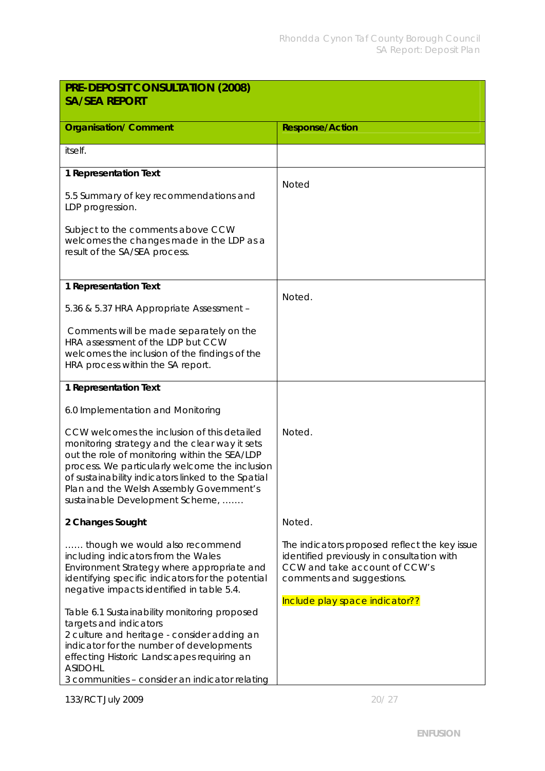| PRE-DEPOSIT CONSULTATION (2008) SA/SEA REPORT | |
|---|---|
| **Organisation/ Comment** | **Response/Action** |
| itself. | |
| **1 Representation Text**<br><br>5.5 Summary of key recommendations and LDP progression.<br><br>Subject to the comments above CCW welcomes the changes made in the LDP as a result of the SA/SEA process. | Noted |
| **1 Representation Text**<br><br>5.36 & 5.37 HRA Appropriate Assessment –<br><br>Comments will be made separately on the HRA assessment of the LDP but CCW welcomes the inclusion of the findings of the HRA process within the SA report. | Noted. |
| **1 Representation Text**<br><br>6.0 Implementation and Monitoring<br><br>CCW welcomes the inclusion of this detailed monitoring strategy and the clear way it sets out the role of monitoring within the SEA/LDP process. We particularly welcome the inclusion of sustainability indicators linked to the Spatial Plan and the Welsh Assembly Government's sustainable Development Scheme, …….<br><br>**2 Changes Sought**<br><br>…… though we would also recommend including indicators from the Wales Environment Strategy where appropriate and identifying specific indicators for the potential negative impacts identified in table 5.4.<br><br>Table 6.1 Sustainability monitoring proposed targets and indicators<br>2 culture and heritage - consider adding an indicator for the number of developments effecting Historic Landscapes requiring an ASIDOHL<br>3 communities – consider an indicator relating | Noted.<br><br>Noted.<br><br>The indicators proposed reflect the key issue identified previously in consultation with CCW and take account of CCW's comments and suggestions.<br><br>Include play space indicator?? |

133/RCT July 2009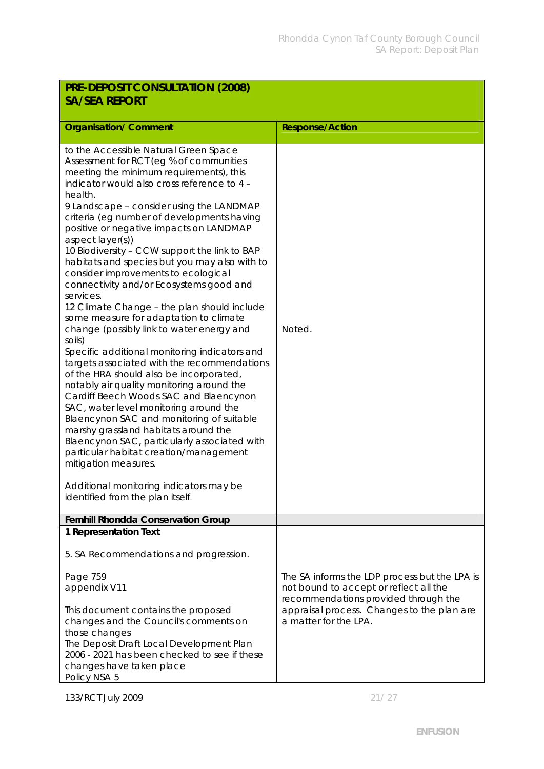| PRE-DEPOSIT CONSULTATION (2008) SA/SEA REPORT | |
|---|---|
| **Organisation/ Comment** | **Response/Action** |
| to the Accessible Natural Green Space Assessment for RCT (eg % of communities meeting the minimum requirements), this indicator would also cross reference to 4 – health.<br>9 Landscape – consider using the LANDMAP criteria (eg number of developments having positive or negative impacts on LANDMAP aspect layer(s))<br>10 Biodiversity – CCW support the link to BAP habitats and species but you may also with to consider improvements to ecological connectivity and/or Ecosystems good and services.<br>12 Climate Change – the plan should include some measure for adaptation to climate change (possibly link to water energy and soils)<br>Specific additional monitoring indicators and targets associated with the recommendations of the HRA should also be incorporated, notably air quality monitoring around the Cardiff Beech Woods SAC and Blaencynon SAC, water level monitoring around the Blaencynon SAC and monitoring of suitable marshy grassland habitats around the Blaencynon SAC, particularly associated with particular habitat creation/management mitigation measures.<br><br>Additional monitoring indicators may be identified from the plan itself. | Noted. |
| **Fernhill Rhondda Conservation Group** | |
| **1 Representation Text**<br><br>5. SA Recommendations and progression.<br><br>Page 759<br>appendix V11<br><br>This document contains the proposed changes and the Council's comments on those changes<br>The Deposit Draft Local Development Plan 2006 - 2021 has been checked to see if these changes have taken place<br>Policy NSA 5 | The SA informs the LDP process but the LPA is not bound to accept or reflect all the recommendations provided through the appraisal process. Changes to the plan are a matter for the LPA. |

133/RCT July 2009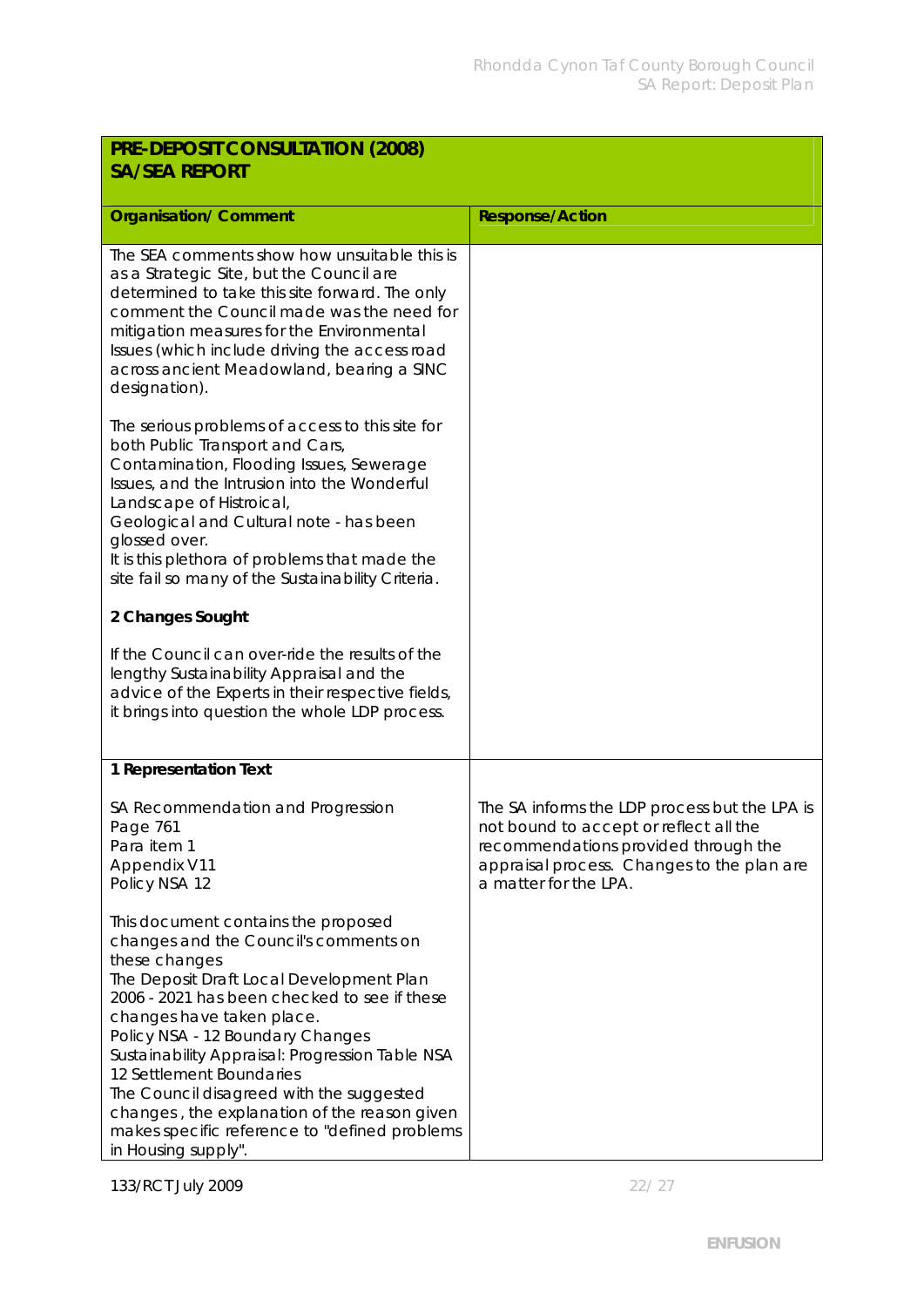| PRE-DEPOSIT CONSULTATION (2008) SA/SEA REPORT | |
|---|---|
| **Organisation/ Comment** | **Response/Action** |
| The SEA comments show how unsuitable this is as a Strategic Site, but the Council are determined to take this site forward. The only comment the Council made was the need for mitigation measures for the Environmental Issues (which include driving the access road across ancient Meadowland, bearing a SINC designation).<br><br>The serious problems of access to this site for both Public Transport and Cars, Contamination, Flooding Issues, Sewerage Issues, and the Intrusion into the Wonderful Landscape of Histroical, Geological and Cultural note - has been glossed over.<br>It is this plethora of problems that made the site fail so many of the Sustainability Criteria.<br><br>**2 Changes Sought**<br><br>If the Council can over-ride the results of the lengthy Sustainability Appraisal and the advice of the Experts in their respective fields, it brings into question the whole LDP process. | |
| **1 Representation Text**<br><br>SA Recommendation and Progression<br>Page 761<br>Para item 1<br>Appendix V11<br>Policy NSA 12<br><br>This document contains the proposed changes and the Council's comments on these changes<br>The Deposit Draft Local Development Plan 2006 - 2021 has been checked to see if these changes have taken place.<br>Policy NSA - 12 Boundary Changes<br>Sustainability Appraisal: Progression Table NSA 12 Settlement Boundaries<br>The Council disagreed with the suggested changes , the explanation of the reason given makes specific reference to "defined problems in Housing supply". | The SA informs the LDP process but the LPA is not bound to accept or reflect all the recommendations provided through the appraisal process. Changes to the plan are a matter for the LPA. |

133/RCT July 2009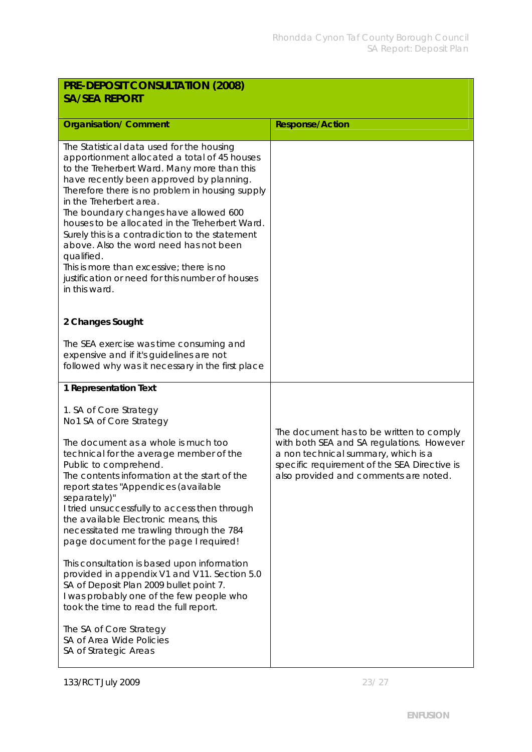| PRE-DEPOSIT CONSULTATION (2008) SA/SEA REPORT | |
| --- | --- |
| **Organisation/ Comment** | **Response/Action** |
| The Statistical data used for the housing apportionment allocated a total of 45 houses to the Treherbert Ward. Many more than this have recently been approved by planning. Therefore there is no problem in housing supply in the Treherbert area.<br>The boundary changes have allowed 600 houses to be allocated in the Treherbert Ward. Surely this is a contradiction to the statement above. Also the word need has not been qualified.<br>This is more than excessive; there is no justification or need for this number of houses in this ward.<br><br>**2 Changes Sought**<br><br>The SEA exercise was time consuming and expensive and if it's guidelines are not followed why was it necessary in the first place | |
| **1 Representation Text**<br><br>1. SA of Core Strategy<br>No1 SA of Core Strategy<br><br>The document as a whole is much too technical for the average member of the Public to comprehend.<br>The contents information at the start of the report states "Appendices (available separately)"<br>I tried unsuccessfully to access then through the available Electronic means, this necessitated me trawling through the 784 page document for the page I required!<br><br>This consultation is based upon information provided in appendix V1 and V11. Section 5.0 SA of Deposit Plan 2009 bullet point 7.<br>I was probably one of the few people who took the time to read the full report.<br><br>The SA of Core Strategy<br>SA of Area Wide Policies<br>SA of Strategic Areas | The document has to be written to comply with both SEA and SA regulations. However a non technical summary, which is a specific requirement of the SEA Directive is also provided and comments are noted. |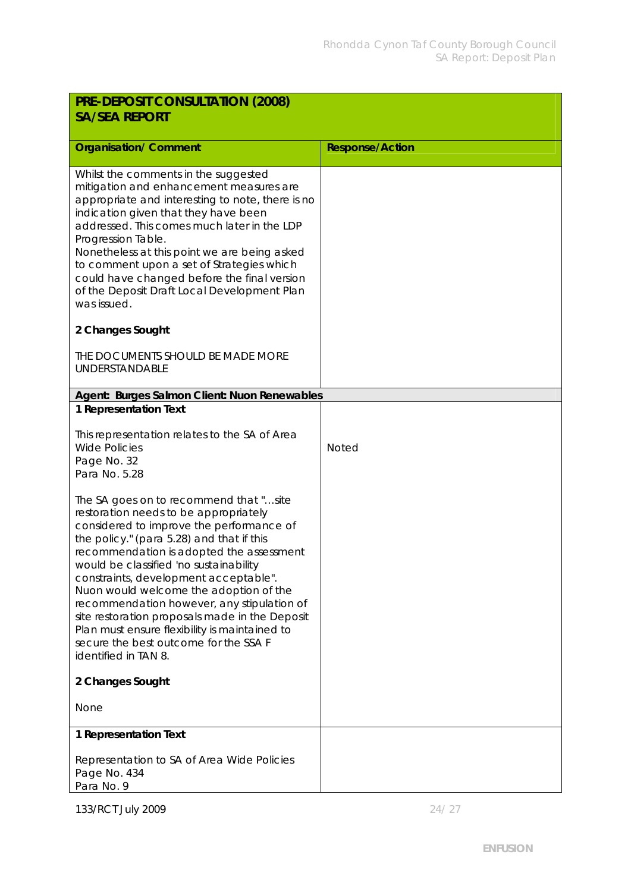| PRE-DEPOSIT CONSULTATION (2008) SA/SEA REPORT | |
|---|---|
| **Organisation/ Comment** | **Response/Action** |
| Whilst the comments in the suggested mitigation and enhancement measures are appropriate and interesting to note, there is no indication given that they have been addressed. This comes much later in the LDP Progression Table.<br>Nonetheless at this point we are being asked to comment upon a set of Strategies which could have changed before the final version of the Deposit Draft Local Development Plan was issued.<br><br>**2 Changes Sought**<br><br>THE DOCUMENTS SHOULD BE MADE MORE UNDERSTANDABLE | |
| **Agent: Burges Salmon Client: Nuon Renewables** | |
| **1 Representation Text**<br><br>This representation relates to the SA of Area Wide Policies<br>Page No. 32<br>Para No. 5.28<br><br>The SA goes on to recommend that "...site restoration needs to be appropriately considered to improve the performance of the policy." (para 5.28) and that if this recommendation is adopted the assessment would be classified 'no sustainability constraints, development acceptable". Nuon would welcome the adoption of the recommendation however, any stipulation of site restoration proposals made in the Deposit Plan must ensure flexibility is maintained to secure the best outcome for the SSA F identified in TAN 8.<br><br>**2 Changes Sought**<br><br>None | Noted |
| **1 Representation Text**<br><br>Representation to SA of Area Wide Policies<br>Page No. 434<br>Para No. 9 | |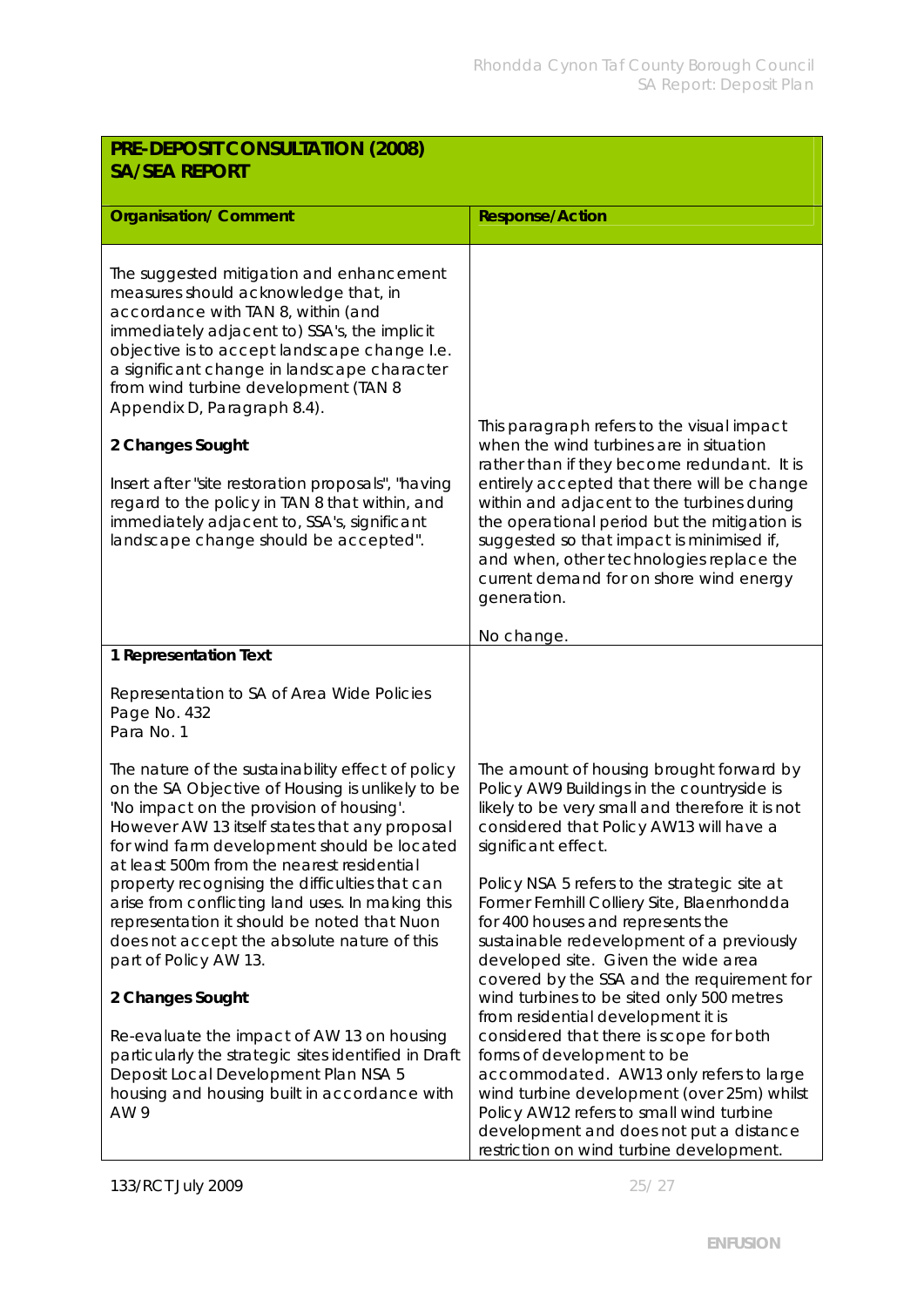| PRE-DEPOSIT CONSULTATION (2008) SA/SEA REPORT | |
|---|---|
| **Organisation/ Comment** | **Response/Action** |
| The suggested mitigation and enhancement measures should acknowledge that, in accordance with TAN 8, within (and immediately adjacent to) SSA's, the implicit objective is to accept landscape change I.e. a significant change in landscape character from wind turbine development (TAN 8 Appendix D, Paragraph 8.4).<br><br>**2 Changes Sought**<br><br>Insert after "site restoration proposals", "having regard to the policy in TAN 8 that within, and immediately adjacent to, SSA's, significant landscape change should be accepted". | This paragraph refers to the visual impact when the wind turbines are in situation rather than if they become redundant. It is entirely accepted that there will be change within and adjacent to the turbines during the operational period but the mitigation is suggested so that impact is minimised if, and when, other technologies replace the current demand for on shore wind energy generation.<br><br>No change. |
| **1 Representation Text**<br><br>Representation to SA of Area Wide Policies<br>Page No. 432<br>Para No. 1<br><br>The nature of the sustainability effect of policy on the SA Objective of Housing is unlikely to be 'No impact on the provision of housing'. However AW 13 itself states that any proposal for wind farm development should be located at least 500m from the nearest residential property recognising the difficulties that can arise from conflicting land uses. In making this representation it should be noted that Nuon does not accept the absolute nature of this part of Policy AW 13.<br><br>**2 Changes Sought**<br><br>Re-evaluate the impact of AW 13 on housing particularly the strategic sites identified in Draft Deposit Local Development Plan NSA 5 housing and housing built in accordance with AW 9 | The amount of housing brought forward by Policy AW9 Buildings in the countryside is likely to be very small and therefore it is not considered that Policy AW13 will have a significant effect.<br><br>Policy NSA 5 refers to the strategic site at Former Fernhill Colliery Site, Blaenrhondda for 400 houses and represents the sustainable redevelopment of a previously developed site. Given the wide area covered by the SSA and the requirement for wind turbines to be sited only 500 metres from residential development it is considered that there is scope for both forms of development to be accommodated. AW13 only refers to large wind turbine development (over 25m) whilst Policy AW12 refers to small wind turbine development and does not put a distance restriction on wind turbine development. |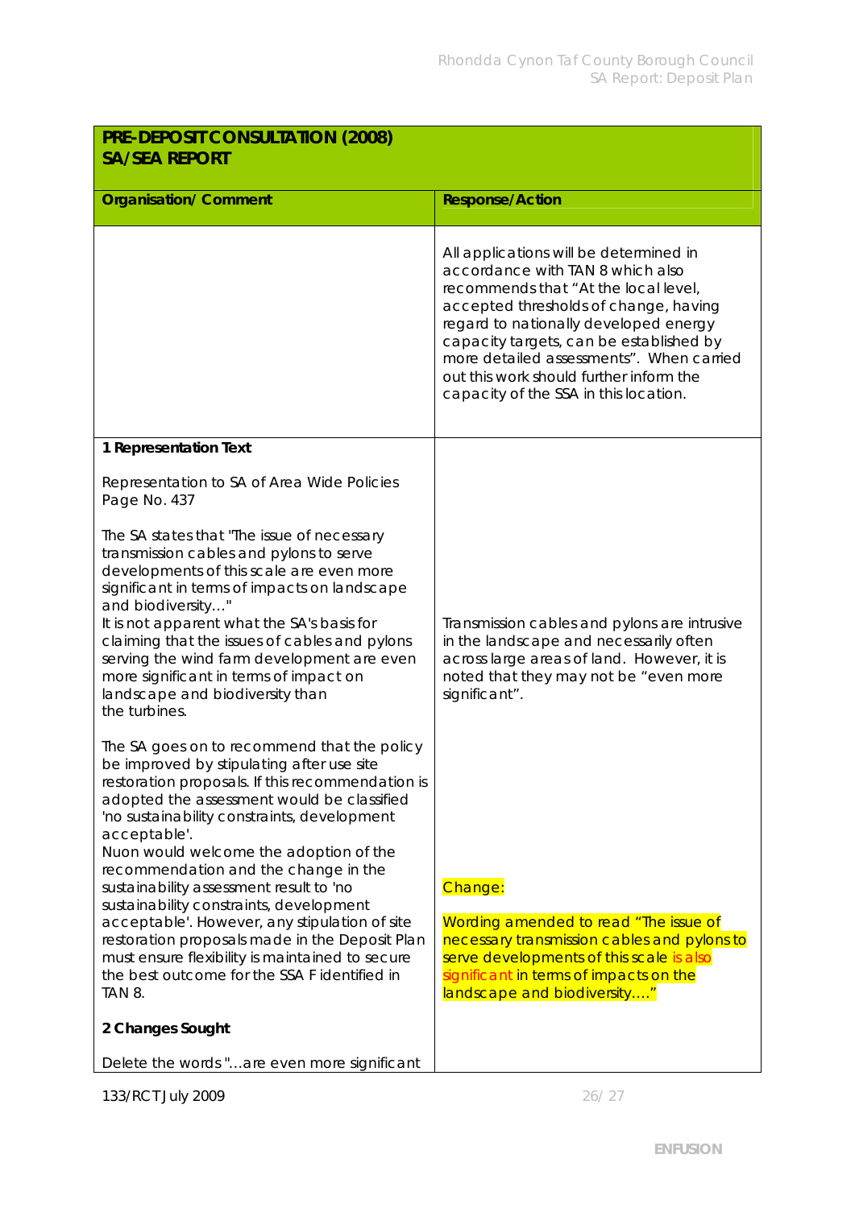| **PRE-DEPOSIT CONSULTATION (2008) SA/SEA REPORT** | |
|---|---|
| **Organisation/ Comment** | **Response/Action** |
| | All applications will be determined in accordance with TAN 8 which also recommends that "At the local level, accepted thresholds of change, having regard to nationally developed energy capacity targets, can be established by more detailed assessments". When carried out this work should further inform the capacity of the SSA in this location. |
| **1 Representation Text**<br><br>Representation to SA of Area Wide Policies Page No. 437<br><br>The SA states that "The issue of necessary transmission cables and pylons to serve developments of this scale are even more significant in terms of impacts on landscape and biodiversity…"<br>It is not apparent what the SA's basis for claiming that the issues of cables and pylons serving the wind farm development are even more significant in terms of impact on landscape and biodiversity than the turbines.<br><br>The SA goes on to recommend that the policy be improved by stipulating after use site restoration proposals. If this recommendation is adopted the assessment would be classified 'no sustainability constraints, development acceptable'.<br>Nuon would welcome the adoption of the recommendation and the change in the sustainability assessment result to 'no sustainability constraints, development acceptable'. However, any stipulation of site restoration proposals made in the Deposit Plan must ensure flexibility is maintained to secure the best outcome for the SSA F identified in TAN 8.<br><br>**2 Changes Sought**<br><br>Delete the words "…are even more significant | Transmission cables and pylons are intrusive in the landscape and necessarily often across large areas of land. However, it is noted that they may not be "even more significant".<br><br>Change:<br><br>Wording amended to read "The issue of necessary transmission cables and pylons to serve developments of this scale is also significant in terms of impacts on the landscape and biodiversity…." |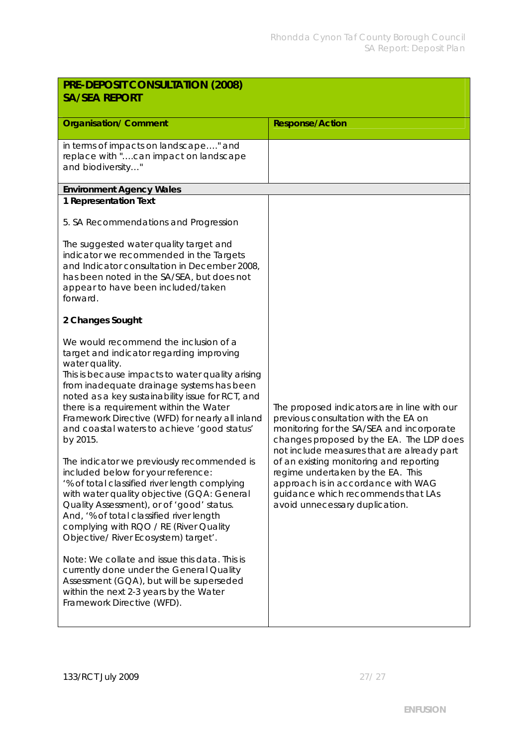| PRE-DEPOSIT CONSULTATION (2008) SA/SEA REPORT | |
|---|---|
| **Organisation/ Comment** | **Response/Action** |
| in terms of impacts on landscape…." and replace with "….can impact on landscape and biodiversity…" | |
| **Environment Agency Wales** | |
| **1 Representation Text**<br><br>5. SA Recommendations and Progression<br><br>The suggested water quality target and indicator we recommended in the Targets and Indicator consultation in December 2008, has been noted in the SA/SEA, but does not appear to have been included/taken forward.<br><br>**2 Changes Sought**<br><br>We would recommend the inclusion of a target and indicator regarding improving water quality.<br>This is because impacts to water quality arising from inadequate drainage systems has been noted as a key sustainability issue for RCT, and there is a requirement within the Water Framework Directive (WFD) for nearly all inland and coastal waters to achieve 'good status' by 2015.<br><br>The indicator we previously recommended is included below for your reference:<br>'% of total classified river length complying with water quality objective (GQA: General Quality Assessment), or of 'good' status.<br>And, '% of total classified river length complying with RQO / RE (River Quality Objective/ River Ecosystem) target'.<br><br>Note: We collate and issue this data. This is currently done under the General Quality Assessment (GQA), but will be superseded within the next 2-3 years by the Water Framework Directive (WFD). | The proposed indicators are in line with our previous consultation with the EA on monitoring for the SA/SEA and incorporate changes proposed by the EA. The LDP does not include measures that are already part of an existing monitoring and reporting regime undertaken by the EA. This approach is in accordance with WAG guidance which recommends that LAs avoid unnecessary duplication. |

133/RCT July 2009